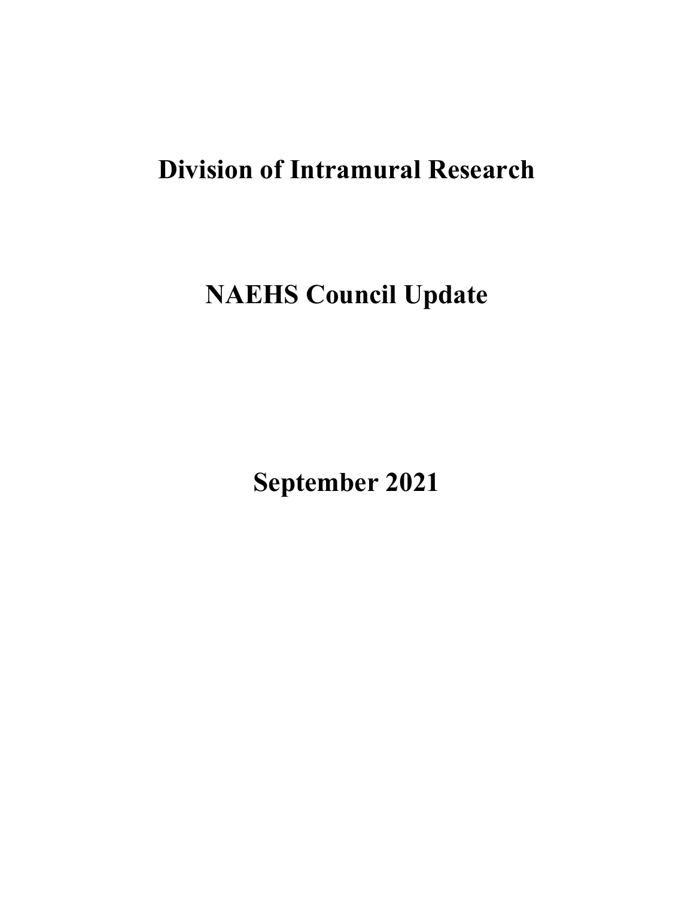# Division of Intramural Research

# NAEHS Council Update

# September 2021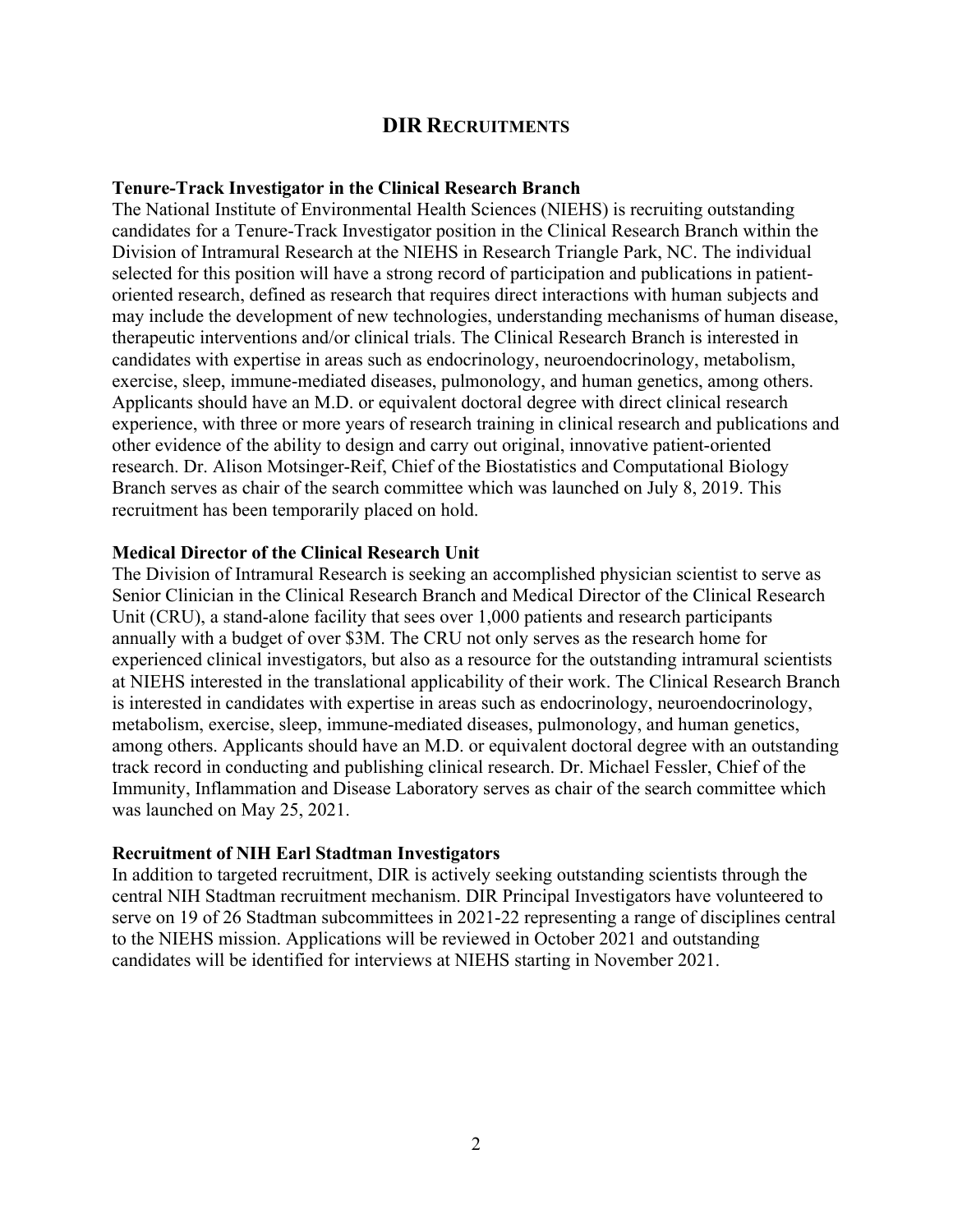## DIR RECRUITMENTS

**Tenure-Track Investigator in the Clinical Research Branch**

The National Institute of Environmental Health Sciences (NIEHS) is recruiting outstanding candidates for a Tenure-Track Investigator position in the Clinical Research Branch within the Division of Intramural Research at the NIEHS in Research Triangle Park, NC. The individual selected for this position will have a strong record of participation and publications in patient-oriented research, defined as research that requires direct interactions with human subjects and may include the development of new technologies, understanding mechanisms of human disease, therapeutic interventions and/or clinical trials. The Clinical Research Branch is interested in candidates with expertise in areas such as endocrinology, neuroendocrinology, metabolism, exercise, sleep, immune-mediated diseases, pulmonology, and human genetics, among others. Applicants should have an M.D. or equivalent doctoral degree with direct clinical research experience, with three or more years of research training in clinical research and publications and other evidence of the ability to design and carry out original, innovative patient-oriented research. Dr. Alison Motsinger-Reif, Chief of the Biostatistics and Computational Biology Branch serves as chair of the search committee which was launched on July 8, 2019. This recruitment has been temporarily placed on hold.

**Medical Director of the Clinical Research Unit**

The Division of Intramural Research is seeking an accomplished physician scientist to serve as Senior Clinician in the Clinical Research Branch and Medical Director of the Clinical Research Unit (CRU), a stand-alone facility that sees over 1,000 patients and research participants annually with a budget of over $3M. The CRU not only serves as the research home for experienced clinical investigators, but also as a resource for the outstanding intramural scientists at NIEHS interested in the translational applicability of their work. The Clinical Research Branch is interested in candidates with expertise in areas such as endocrinology, neuroendocrinology, metabolism, exercise, sleep, immune-mediated diseases, pulmonology, and human genetics, among others. Applicants should have an M.D. or equivalent doctoral degree with an outstanding track record in conducting and publishing clinical research. Dr. Michael Fessler, Chief of the Immunity, Inflammation and Disease Laboratory serves as chair of the search committee which was launched on May 25, 2021.

**Recruitment of NIH Earl Stadtman Investigators**

In addition to targeted recruitment, DIR is actively seeking outstanding scientists through the central NIH Stadtman recruitment mechanism. DIR Principal Investigators have volunteered to serve on 19 of 26 Stadtman subcommittees in 2021-22 representing a range of disciplines central to the NIEHS mission. Applications will be reviewed in October 2021 and outstanding candidates will be identified for interviews at NIEHS starting in November 2021.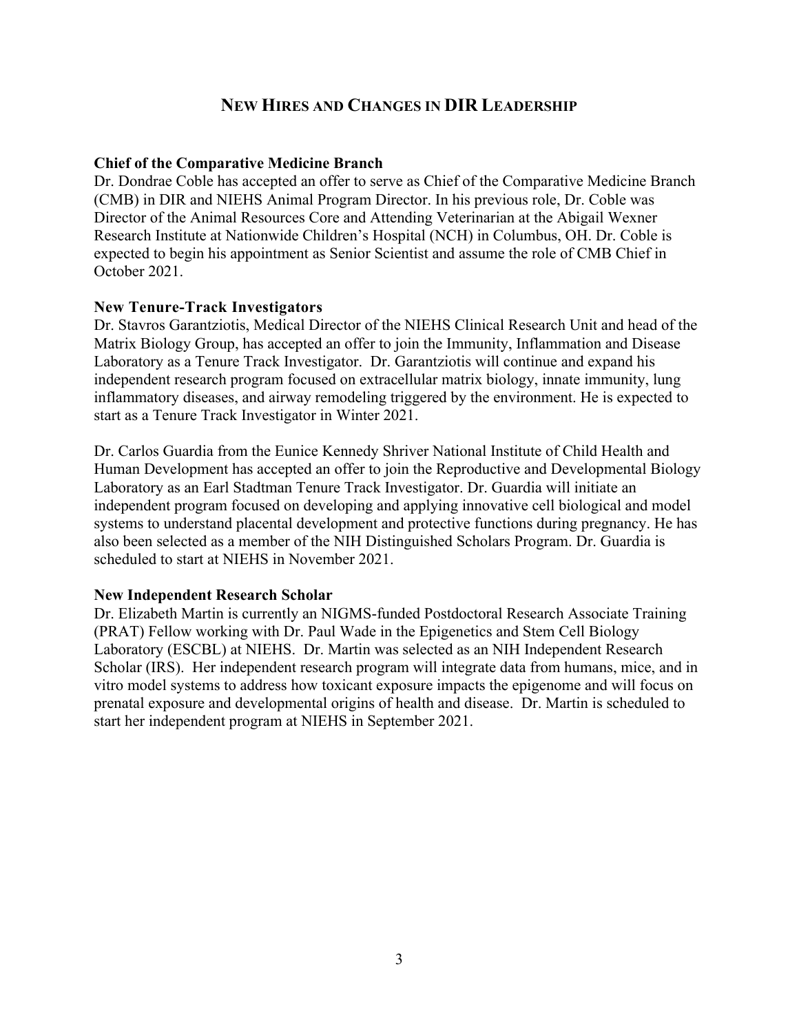# New Hires and Changes in DIR Leadership

### Chief of the Comparative Medicine Branch

Dr. Dondrae Coble has accepted an offer to serve as Chief of the Comparative Medicine Branch (CMB) in DIR and NIEHS Animal Program Director. In his previous role, Dr. Coble was Director of the Animal Resources Core and Attending Veterinarian at the Abigail Wexner Research Institute at Nationwide Children's Hospital (NCH) in Columbus, OH. Dr. Coble is expected to begin his appointment as Senior Scientist and assume the role of CMB Chief in October 2021.

### New Tenure-Track Investigators

Dr. Stavros Garantziotis, Medical Director of the NIEHS Clinical Research Unit and head of the Matrix Biology Group, has accepted an offer to join the Immunity, Inflammation and Disease Laboratory as a Tenure Track Investigator. Dr. Garantziotis will continue and expand his independent research program focused on extracellular matrix biology, innate immunity, lung inflammatory diseases, and airway remodeling triggered by the environment. He is expected to start as a Tenure Track Investigator in Winter 2021.

Dr. Carlos Guardia from the Eunice Kennedy Shriver National Institute of Child Health and Human Development has accepted an offer to join the Reproductive and Developmental Biology Laboratory as an Earl Stadtman Tenure Track Investigator. Dr. Guardia will initiate an independent program focused on developing and applying innovative cell biological and model systems to understand placental development and protective functions during pregnancy. He has also been selected as a member of the NIH Distinguished Scholars Program. Dr. Guardia is scheduled to start at NIEHS in November 2021.

### New Independent Research Scholar

Dr. Elizabeth Martin is currently an NIGMS-funded Postdoctoral Research Associate Training (PRAT) Fellow working with Dr. Paul Wade in the Epigenetics and Stem Cell Biology Laboratory (ESCBL) at NIEHS. Dr. Martin was selected as an NIH Independent Research Scholar (IRS). Her independent research program will integrate data from humans, mice, and in vitro model systems to address how toxicant exposure impacts the epigenome and will focus on prenatal exposure and developmental origins of health and disease. Dr. Martin is scheduled to start her independent program at NIEHS in September 2021.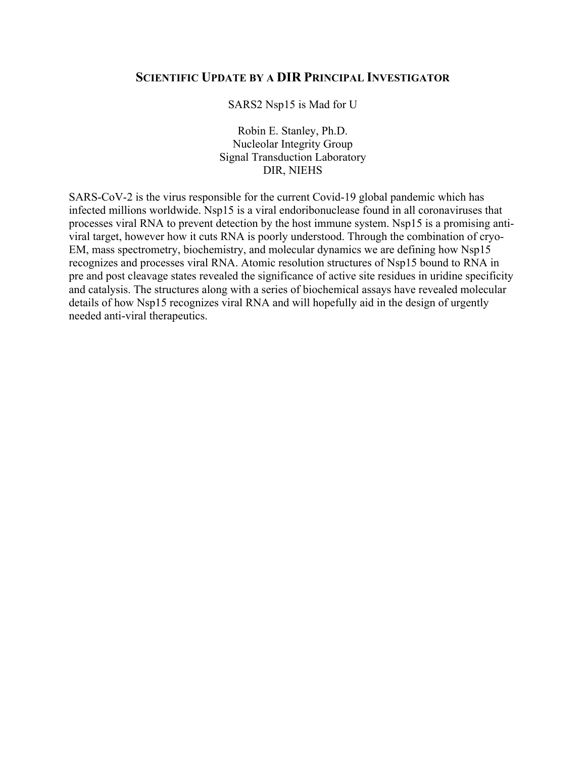## SCIENTIFIC UPDATE BY A DIR PRINCIPAL INVESTIGATOR

SARS2 Nsp15 is Mad for U

Robin E. Stanley, Ph.D.
Nucleolar Integrity Group
Signal Transduction Laboratory
DIR, NIEHS

SARS-CoV-2 is the virus responsible for the current Covid-19 global pandemic which has infected millions worldwide. Nsp15 is a viral endoribonuclease found in all coronaviruses that processes viral RNA to prevent detection by the host immune system. Nsp15 is a promising anti-viral target, however how it cuts RNA is poorly understood. Through the combination of cryo-EM, mass spectrometry, biochemistry, and molecular dynamics we are defining how Nsp15 recognizes and processes viral RNA. Atomic resolution structures of Nsp15 bound to RNA in pre and post cleavage states revealed the significance of active site residues in uridine specificity and catalysis. The structures along with a series of biochemical assays have revealed molecular details of how Nsp15 recognizes viral RNA and will hopefully aid in the design of urgently needed anti-viral therapeutics.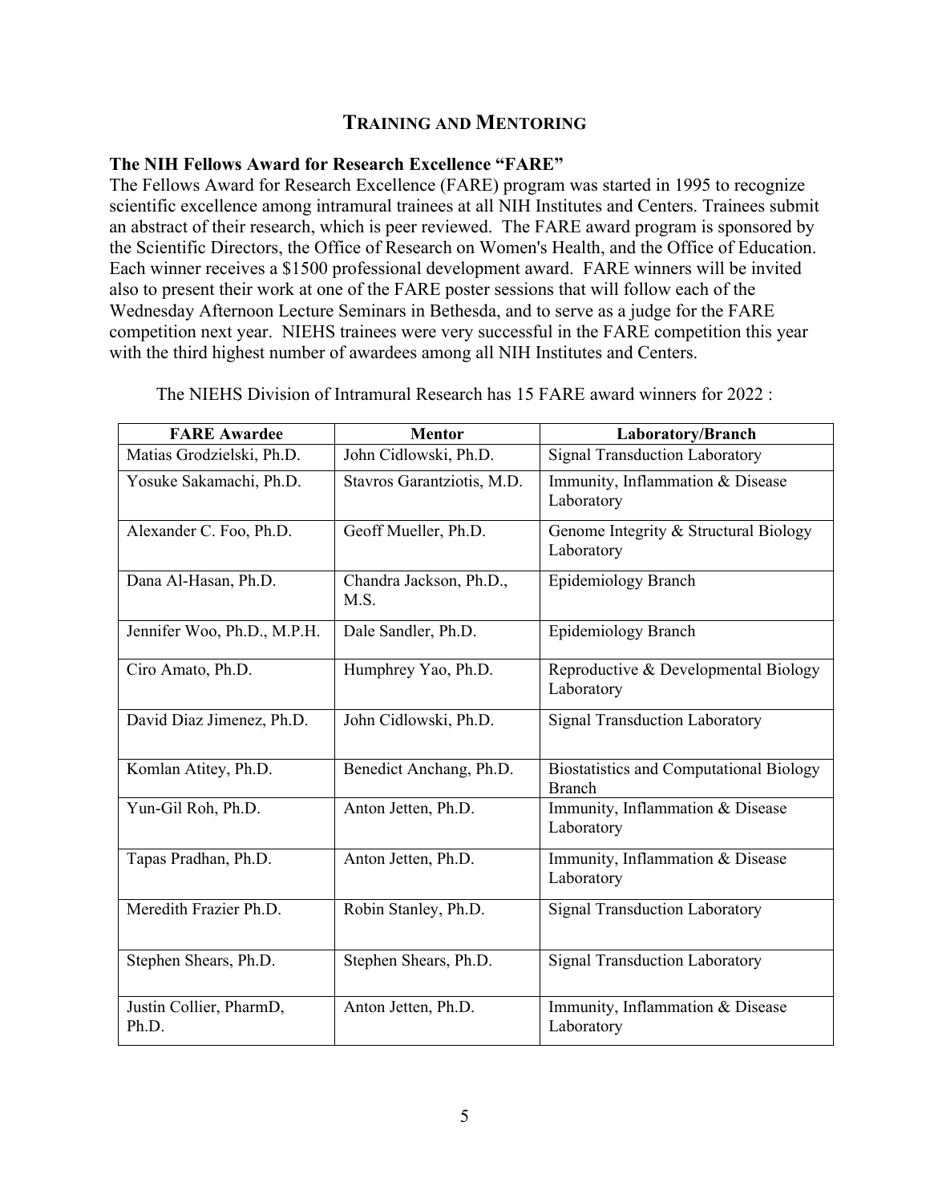## TRAINING AND MENTORING

### The NIH Fellows Award for Research Excellence "FARE"

The Fellows Award for Research Excellence (FARE) program was started in 1995 to recognize scientific excellence among intramural trainees at all NIH Institutes and Centers. Trainees submit an abstract of their research, which is peer reviewed. The FARE award program is sponsored by the Scientific Directors, the Office of Research on Women's Health, and the Office of Education. Each winner receives a $1500 professional development award. FARE winners will be invited also to present their work at one of the FARE poster sessions that will follow each of the Wednesday Afternoon Lecture Seminars in Bethesda, and to serve as a judge for the FARE competition next year. NIEHS trainees were very successful in the FARE competition this year with the third highest number of awardees among all NIH Institutes and Centers.

The NIEHS Division of Intramural Research has 15 FARE award winners for 2022 :

| FARE Awardee | Mentor | Laboratory/Branch |
|---|---|---|
| Matias Grodzielski, Ph.D. | John Cidlowski, Ph.D. | Signal Transduction Laboratory |
| Yosuke Sakamachi, Ph.D. | Stavros Garantziotis, M.D. | Immunity, Inflammation & Disease Laboratory |
| Alexander C. Foo, Ph.D. | Geoff Mueller, Ph.D. | Genome Integrity & Structural Biology Laboratory |
| Dana Al-Hasan, Ph.D. | Chandra Jackson, Ph.D., M.S. | Epidemiology Branch |
| Jennifer Woo, Ph.D., M.P.H. | Dale Sandler, Ph.D. | Epidemiology Branch |
| Ciro Amato, Ph.D. | Humphrey Yao, Ph.D. | Reproductive & Developmental Biology Laboratory |
| David Diaz Jimenez, Ph.D. | John Cidlowski, Ph.D. | Signal Transduction Laboratory |
| Komlan Atitey, Ph.D. | Benedict Anchang, Ph.D. | Biostatistics and Computational Biology Branch |
| Yun-Gil Roh, Ph.D. | Anton Jetten, Ph.D. | Immunity, Inflammation & Disease Laboratory |
| Tapas Pradhan, Ph.D. | Anton Jetten, Ph.D. | Immunity, Inflammation & Disease Laboratory |
| Meredith Frazier Ph.D. | Robin Stanley, Ph.D. | Signal Transduction Laboratory |
| Stephen Shears, Ph.D. | Stephen Shears, Ph.D. | Signal Transduction Laboratory |
| Justin Collier, PharmD, Ph.D. | Anton Jetten, Ph.D. | Immunity, Inflammation & Disease Laboratory |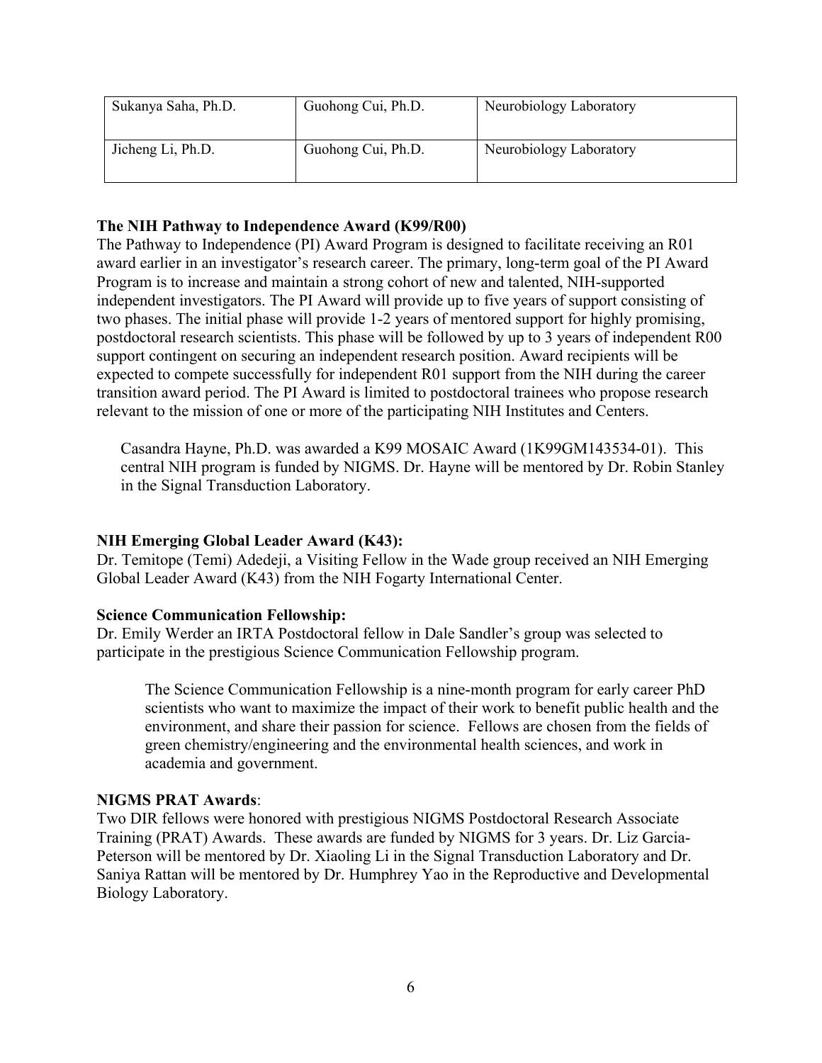| Sukanya Saha, Ph.D. | Guohong Cui, Ph.D. | Neurobiology Laboratory |
|---|---|---|
| Jicheng Li, Ph.D. | Guohong Cui, Ph.D. | Neurobiology Laboratory |

**The NIH Pathway to Independence Award (K99/R00)**

The Pathway to Independence (PI) Award Program is designed to facilitate receiving an R01 award earlier in an investigator's research career. The primary, long-term goal of the PI Award Program is to increase and maintain a strong cohort of new and talented, NIH-supported independent investigators. The PI Award will provide up to five years of support consisting of two phases. The initial phase will provide 1-2 years of mentored support for highly promising, postdoctoral research scientists. This phase will be followed by up to 3 years of independent R00 support contingent on securing an independent research position. Award recipients will be expected to compete successfully for independent R01 support from the NIH during the career transition award period. The PI Award is limited to postdoctoral trainees who propose research relevant to the mission of one or more of the participating NIH Institutes and Centers.

> Casandra Hayne, Ph.D. was awarded a K99 MOSAIC Award (1K99GM143534-01). This central NIH program is funded by NIGMS. Dr. Hayne will be mentored by Dr. Robin Stanley in the Signal Transduction Laboratory.

**NIH Emerging Global Leader Award (K43):**

Dr. Temitope (Temi) Adedeji, a Visiting Fellow in the Wade group received an NIH Emerging Global Leader Award (K43) from the NIH Fogarty International Center.

**Science Communication Fellowship:**

Dr. Emily Werder an IRTA Postdoctoral fellow in Dale Sandler's group was selected to participate in the prestigious Science Communication Fellowship program.

> The Science Communication Fellowship is a nine-month program for early career PhD scientists who want to maximize the impact of their work to benefit public health and the environment, and share their passion for science. Fellows are chosen from the fields of green chemistry/engineering and the environmental health sciences, and work in academia and government.

**NIGMS PRAT Awards**:

Two DIR fellows were honored with prestigious NIGMS Postdoctoral Research Associate Training (PRAT) Awards. These awards are funded by NIGMS for 3 years. Dr. Liz Garcia-Peterson will be mentored by Dr. Xiaoling Li in the Signal Transduction Laboratory and Dr. Saniya Rattan will be mentored by Dr. Humphrey Yao in the Reproductive and Developmental Biology Laboratory.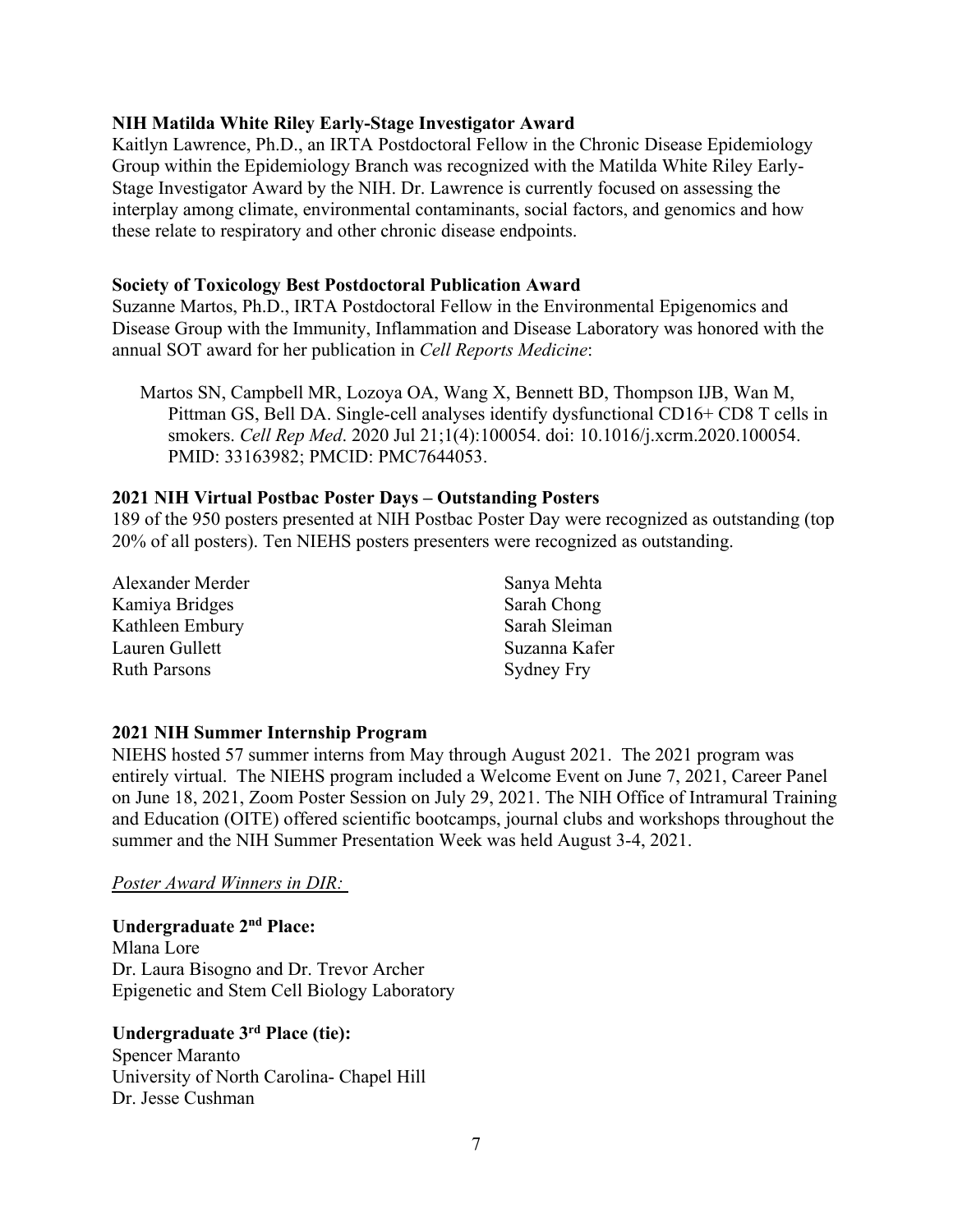**NIH Matilda White Riley Early-Stage Investigator Award**

Kaitlyn Lawrence, Ph.D., an IRTA Postdoctoral Fellow in the Chronic Disease Epidemiology Group within the Epidemiology Branch was recognized with the Matilda White Riley Early-Stage Investigator Award by the NIH. Dr. Lawrence is currently focused on assessing the interplay among climate, environmental contaminants, social factors, and genomics and how these relate to respiratory and other chronic disease endpoints.

**Society of Toxicology Best Postdoctoral Publication Award**

Suzanne Martos, Ph.D., IRTA Postdoctoral Fellow in the Environmental Epigenomics and Disease Group with the Immunity, Inflammation and Disease Laboratory was honored with the annual SOT award for her publication in *Cell Reports Medicine*:

> Martos SN, Campbell MR, Lozoya OA, Wang X, Bennett BD, Thompson IJB, Wan M, Pittman GS, Bell DA. Single-cell analyses identify dysfunctional CD16+ CD8 T cells in smokers. *Cell Rep Med*. 2020 Jul 21;1(4):100054. doi: 10.1016/j.xcrm.2020.100054. PMID: 33163982; PMCID: PMC7644053.

**2021 NIH Virtual Postbac Poster Days – Outstanding Posters**

189 of the 950 posters presented at NIH Postbac Poster Day were recognized as outstanding (top 20% of all posters). Ten NIEHS posters presenters were recognized as outstanding.

- Alexander Merder
- Kamiya Bridges
- Kathleen Embury
- Lauren Gullett
- Ruth Parsons
- Sanya Mehta
- Sarah Chong
- Sarah Sleiman
- Suzanna Kafer
- Sydney Fry

**2021 NIH Summer Internship Program**

NIEHS hosted 57 summer interns from May through August 2021. The 2021 program was entirely virtual. The NIEHS program included a Welcome Event on June 7, 2021, Career Panel on June 18, 2021, Zoom Poster Session on July 29, 2021. The NIH Office of Intramural Training and Education (OITE) offered scientific bootcamps, journal clubs and workshops throughout the summer and the NIH Summer Presentation Week was held August 3-4, 2021.

*Poster Award Winners in DIR:*

**Undergraduate 2nd Place:**

Mlana Lore
Dr. Laura Bisogno and Dr. Trevor Archer
Epigenetic and Stem Cell Biology Laboratory

**Undergraduate 3rd Place (tie):**

Spencer Maranto
University of North Carolina- Chapel Hill
Dr. Jesse Cushman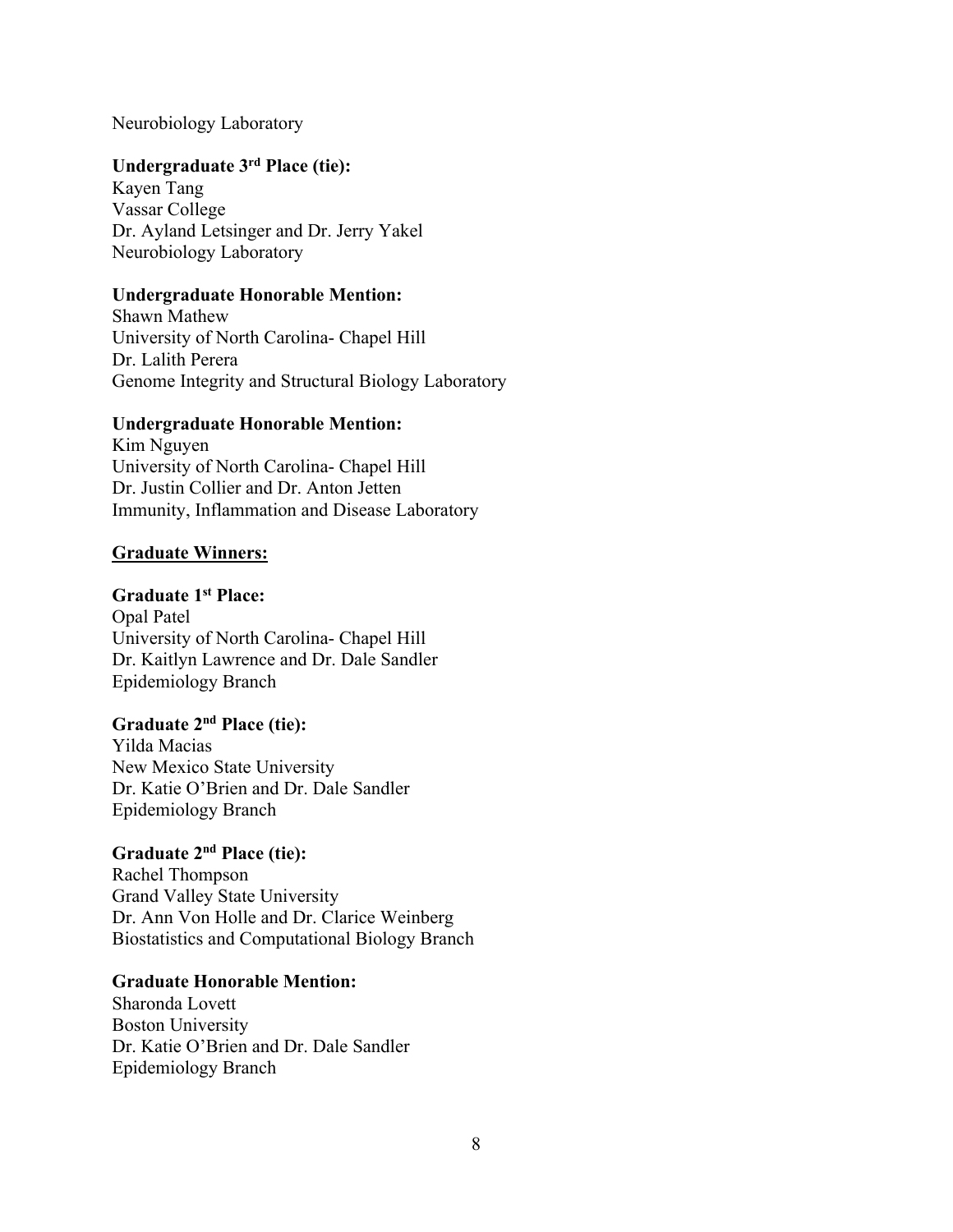Neurobiology Laboratory

**Undergraduate 3rd Place (tie):**
Kayen Tang
Vassar College
Dr. Ayland Letsinger and Dr. Jerry Yakel
Neurobiology Laboratory

**Undergraduate Honorable Mention:**
Shawn Mathew
University of North Carolina- Chapel Hill
Dr. Lalith Perera
Genome Integrity and Structural Biology Laboratory

**Undergraduate Honorable Mention:**
Kim Nguyen
University of North Carolina- Chapel Hill
Dr. Justin Collier and Dr. Anton Jetten
Immunity, Inflammation and Disease Laboratory

**Graduate Winners:**

**Graduate 1st Place:**
Opal Patel
University of North Carolina- Chapel Hill
Dr. Kaitlyn Lawrence and Dr. Dale Sandler
Epidemiology Branch

**Graduate 2nd Place (tie):**
Yilda Macias
New Mexico State University
Dr. Katie O'Brien and Dr. Dale Sandler
Epidemiology Branch

**Graduate 2nd Place (tie):**
Rachel Thompson
Grand Valley State University
Dr. Ann Von Holle and Dr. Clarice Weinberg
Biostatistics and Computational Biology Branch

**Graduate Honorable Mention:**
Sharonda Lovett
Boston University
Dr. Katie O'Brien and Dr. Dale Sandler
Epidemiology Branch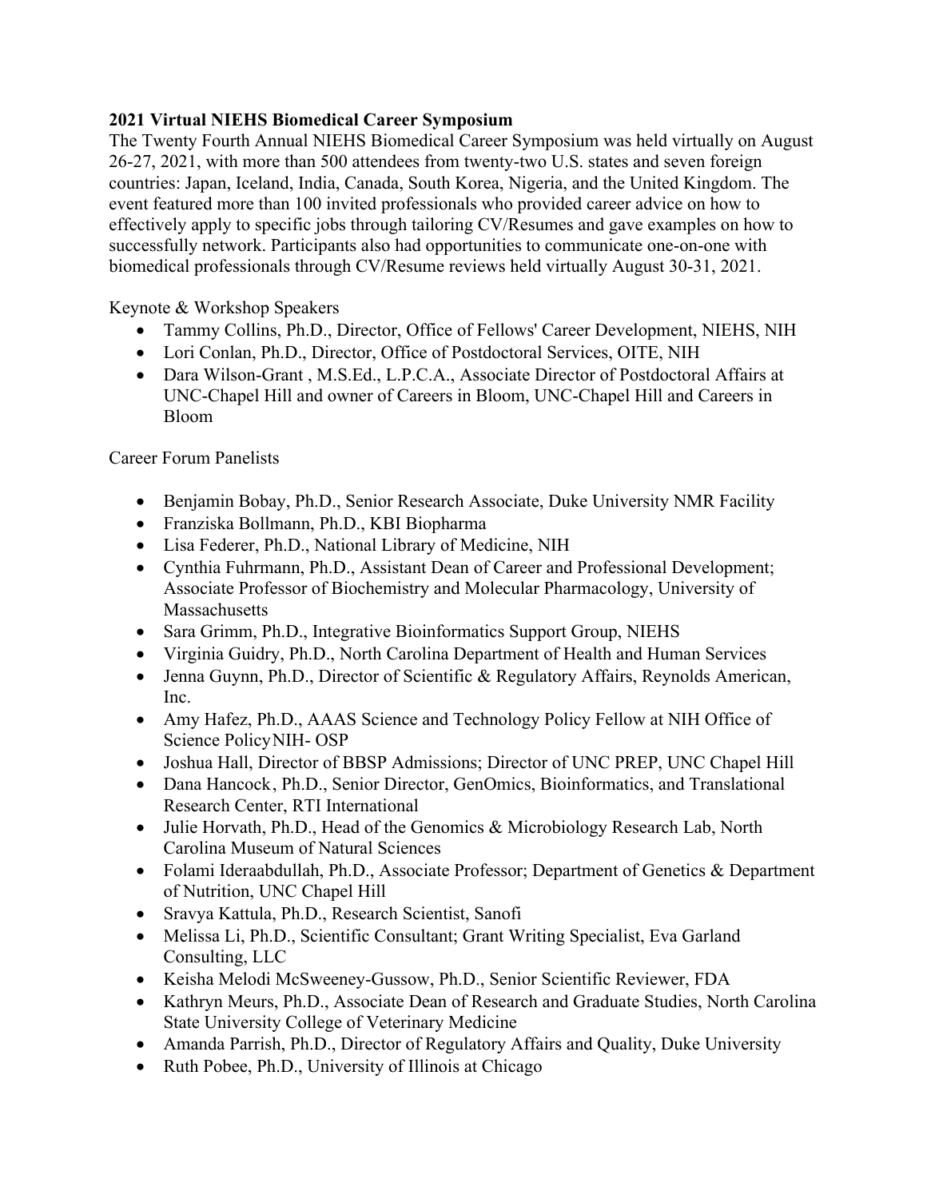**2021 Virtual NIEHS Biomedical Career Symposium**

The Twenty Fourth Annual NIEHS Biomedical Career Symposium was held virtually on August 26-27, 2021, with more than 500 attendees from twenty-two U.S. states and seven foreign countries: Japan, Iceland, India, Canada, South Korea, Nigeria, and the United Kingdom. The event featured more than 100 invited professionals who provided career advice on how to effectively apply to specific jobs through tailoring CV/Resumes and gave examples on how to successfully network. Participants also had opportunities to communicate one-on-one with biomedical professionals through CV/Resume reviews held virtually August 30-31, 2021.

Keynote & Workshop Speakers

- Tammy Collins, Ph.D., Director, Office of Fellows' Career Development, NIEHS, NIH
- Lori Conlan, Ph.D., Director, Office of Postdoctoral Services, OITE, NIH
- Dara Wilson-Grant , M.S.Ed., L.P.C.A., Associate Director of Postdoctoral Affairs at UNC-Chapel Hill and owner of Careers in Bloom, UNC-Chapel Hill and Careers in Bloom

Career Forum Panelists

- Benjamin Bobay, Ph.D., Senior Research Associate, Duke University NMR Facility
- Franziska Bollmann, Ph.D., KBI Biopharma
- Lisa Federer, Ph.D., National Library of Medicine, NIH
- Cynthia Fuhrmann, Ph.D., Assistant Dean of Career and Professional Development; Associate Professor of Biochemistry and Molecular Pharmacology, University of Massachusetts
- Sara Grimm, Ph.D., Integrative Bioinformatics Support Group, NIEHS
- Virginia Guidry, Ph.D., North Carolina Department of Health and Human Services
- Jenna Guynn, Ph.D., Director of Scientific & Regulatory Affairs, Reynolds American, Inc.
- Amy Hafez, Ph.D., AAAS Science and Technology Policy Fellow at NIH Office of Science PolicyNIH- OSP
- Joshua Hall, Director of BBSP Admissions; Director of UNC PREP, UNC Chapel Hill
- Dana Hancock, Ph.D., Senior Director, GenOmics, Bioinformatics, and Translational Research Center, RTI International
- Julie Horvath, Ph.D., Head of the Genomics & Microbiology Research Lab, North Carolina Museum of Natural Sciences
- Folami Ideraabdullah, Ph.D., Associate Professor; Department of Genetics & Department of Nutrition, UNC Chapel Hill
- Sravya Kattula, Ph.D., Research Scientist, Sanofi
- Melissa Li, Ph.D., Scientific Consultant; Grant Writing Specialist, Eva Garland Consulting, LLC
- Keisha Melodi McSweeney-Gussow, Ph.D., Senior Scientific Reviewer, FDA
- Kathryn Meurs, Ph.D., Associate Dean of Research and Graduate Studies, North Carolina State University College of Veterinary Medicine
- Amanda Parrish, Ph.D., Director of Regulatory Affairs and Quality, Duke University
- Ruth Pobee, Ph.D., University of Illinois at Chicago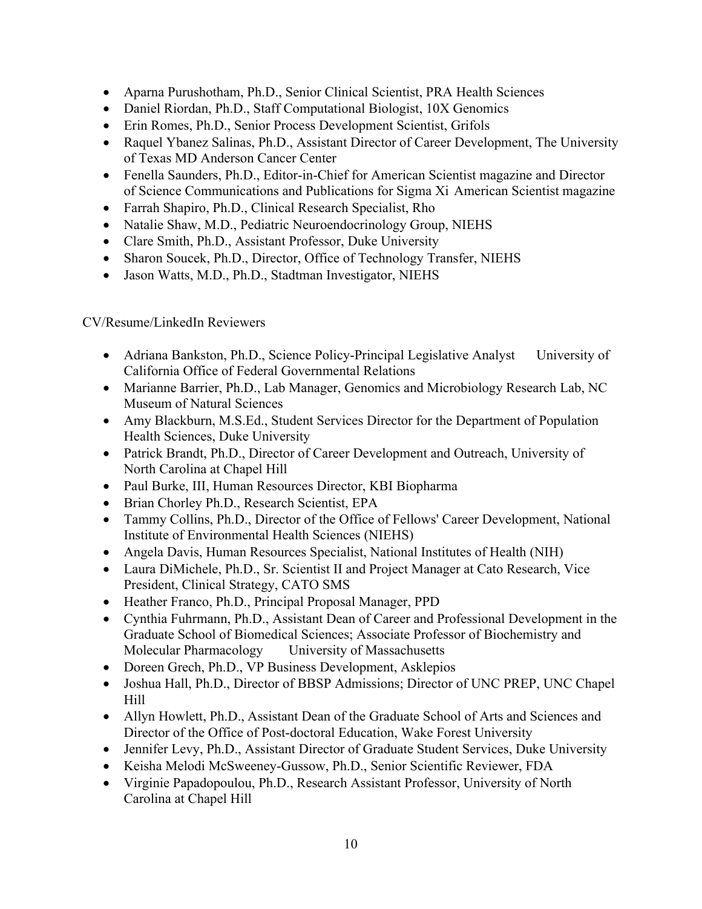- Aparna Purushotham, Ph.D., Senior Clinical Scientist, PRA Health Sciences
- Daniel Riordan, Ph.D., Staff Computational Biologist, 10X Genomics
- Erin Romes, Ph.D., Senior Process Development Scientist, Grifols
- Raquel Ybanez Salinas, Ph.D., Assistant Director of Career Development, The University of Texas MD Anderson Cancer Center
- Fenella Saunders, Ph.D., Editor-in-Chief for American Scientist magazine and Director of Science Communications and Publications for Sigma Xi American Scientist magazine
- Farrah Shapiro, Ph.D., Clinical Research Specialist, Rho
- Natalie Shaw, M.D., Pediatric Neuroendocrinology Group, NIEHS
- Clare Smith, Ph.D., Assistant Professor, Duke University
- Sharon Soucek, Ph.D., Director, Office of Technology Transfer, NIEHS
- Jason Watts, M.D., Ph.D., Stadtman Investigator, NIEHS

CV/Resume/LinkedIn Reviewers

- Adriana Bankston, Ph.D., Science Policy-Principal Legislative Analyst University of California Office of Federal Governmental Relations
- Marianne Barrier, Ph.D., Lab Manager, Genomics and Microbiology Research Lab, NC Museum of Natural Sciences
- Amy Blackburn, M.S.Ed., Student Services Director for the Department of Population Health Sciences, Duke University
- Patrick Brandt, Ph.D., Director of Career Development and Outreach, University of North Carolina at Chapel Hill
- Paul Burke, III, Human Resources Director, KBI Biopharma
- Brian Chorley Ph.D., Research Scientist, EPA
- Tammy Collins, Ph.D., Director of the Office of Fellows' Career Development, National Institute of Environmental Health Sciences (NIEHS)
- Angela Davis, Human Resources Specialist, National Institutes of Health (NIH)
- Laura DiMichele, Ph.D., Sr. Scientist II and Project Manager at Cato Research, Vice President, Clinical Strategy, CATO SMS
- Heather Franco, Ph.D., Principal Proposal Manager, PPD
- Cynthia Fuhrmann, Ph.D., Assistant Dean of Career and Professional Development in the Graduate School of Biomedical Sciences; Associate Professor of Biochemistry and Molecular Pharmacology University of Massachusetts
- Doreen Grech, Ph.D., VP Business Development, Asklepios
- Joshua Hall, Ph.D., Director of BBSP Admissions; Director of UNC PREP, UNC Chapel Hill
- Allyn Howlett, Ph.D., Assistant Dean of the Graduate School of Arts and Sciences and Director of the Office of Post-doctoral Education, Wake Forest University
- Jennifer Levy, Ph.D., Assistant Director of Graduate Student Services, Duke University
- Keisha Melodi McSweeney-Gussow, Ph.D., Senior Scientific Reviewer, FDA
- Virginie Papadopoulou, Ph.D., Research Assistant Professor, University of North Carolina at Chapel Hill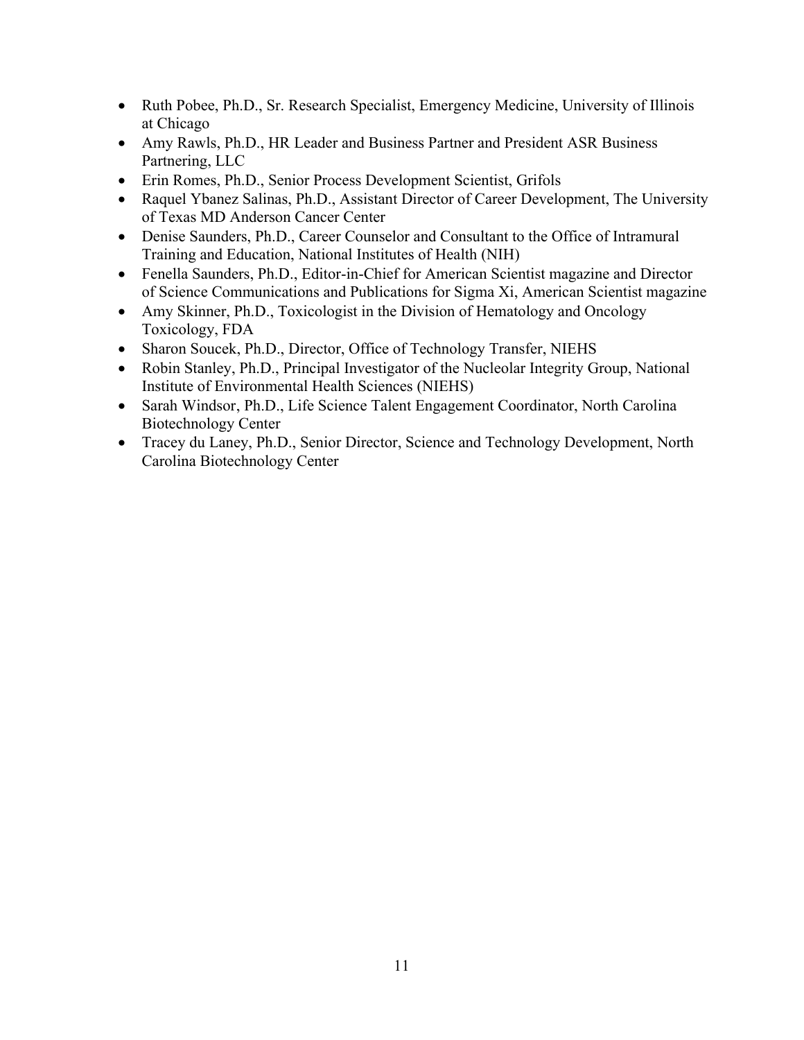- Ruth Pobee, Ph.D., Sr. Research Specialist, Emergency Medicine, University of Illinois at Chicago
- Amy Rawls, Ph.D., HR Leader and Business Partner and President ASR Business Partnering, LLC
- Erin Romes, Ph.D., Senior Process Development Scientist, Grifols
- Raquel Ybanez Salinas, Ph.D., Assistant Director of Career Development, The University of Texas MD Anderson Cancer Center
- Denise Saunders, Ph.D., Career Counselor and Consultant to the Office of Intramural Training and Education, National Institutes of Health (NIH)
- Fenella Saunders, Ph.D., Editor-in-Chief for American Scientist magazine and Director of Science Communications and Publications for Sigma Xi, American Scientist magazine
- Amy Skinner, Ph.D., Toxicologist in the Division of Hematology and Oncology Toxicology, FDA
- Sharon Soucek, Ph.D., Director, Office of Technology Transfer, NIEHS
- Robin Stanley, Ph.D., Principal Investigator of the Nucleolar Integrity Group, National Institute of Environmental Health Sciences (NIEHS)
- Sarah Windsor, Ph.D., Life Science Talent Engagement Coordinator, North Carolina Biotechnology Center
- Tracey du Laney, Ph.D., Senior Director, Science and Technology Development, North Carolina Biotechnology Center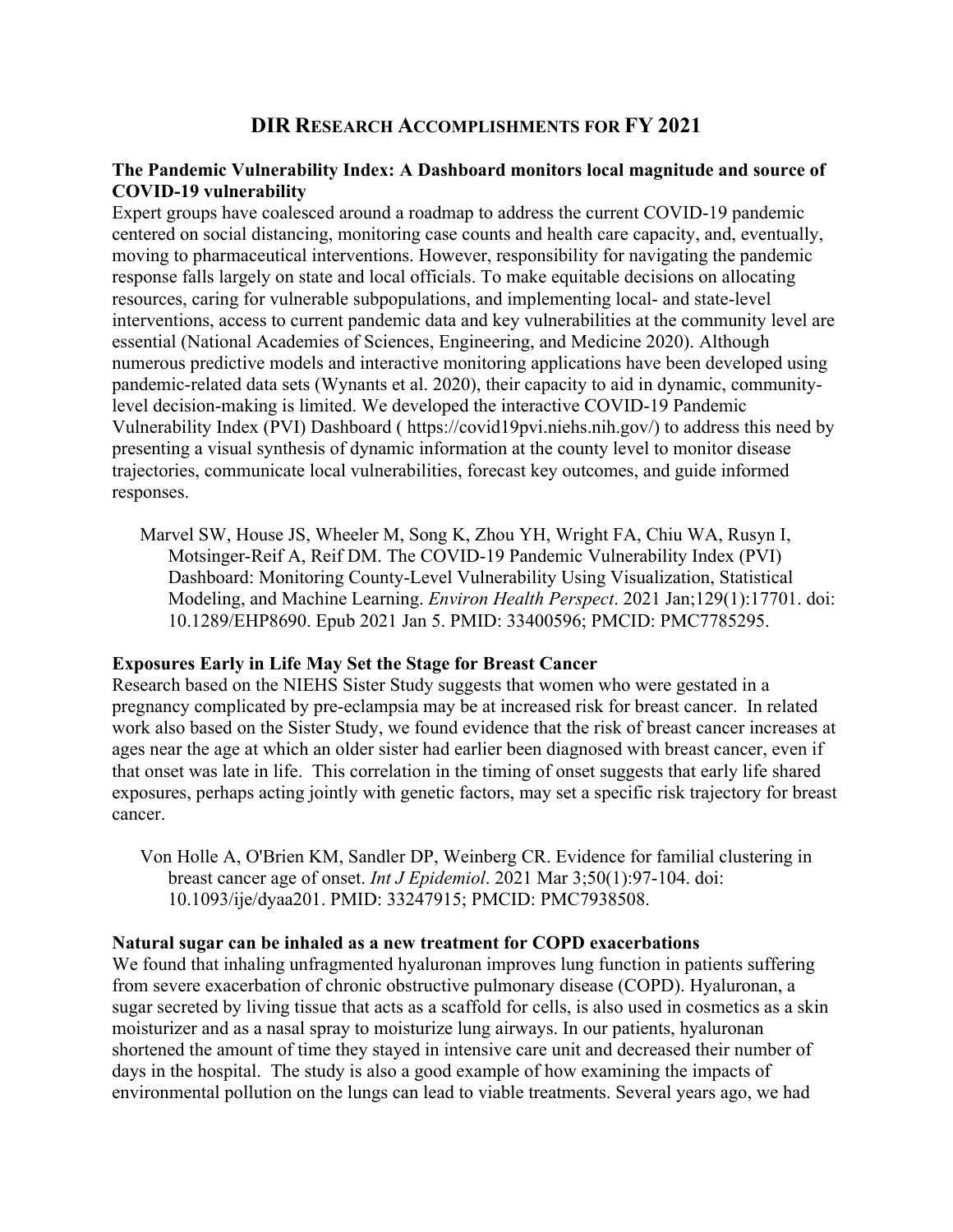# DIR RESEARCH ACCOMPLISHMENTS FOR FY 2021

### The Pandemic Vulnerability Index: A Dashboard monitors local magnitude and source of COVID-19 vulnerability

Expert groups have coalesced around a roadmap to address the current COVID-19 pandemic centered on social distancing, monitoring case counts and health care capacity, and, eventually, moving to pharmaceutical interventions. However, responsibility for navigating the pandemic response falls largely on state and local officials. To make equitable decisions on allocating resources, caring for vulnerable subpopulations, and implementing local- and state-level interventions, access to current pandemic data and key vulnerabilities at the community level are essential (National Academies of Sciences, Engineering, and Medicine 2020). Although numerous predictive models and interactive monitoring applications have been developed using pandemic-related data sets (Wynants et al. 2020), their capacity to aid in dynamic, community-level decision-making is limited. We developed the interactive COVID-19 Pandemic Vulnerability Index (PVI) Dashboard ( https://covid19pvi.niehs.nih.gov/) to address this need by presenting a visual synthesis of dynamic information at the county level to monitor disease trajectories, communicate local vulnerabilities, forecast key outcomes, and guide informed responses.

> Marvel SW, House JS, Wheeler M, Song K, Zhou YH, Wright FA, Chiu WA, Rusyn I, Motsinger-Reif A, Reif DM. The COVID-19 Pandemic Vulnerability Index (PVI) Dashboard: Monitoring County-Level Vulnerability Using Visualization, Statistical Modeling, and Machine Learning. *Environ Health Perspect*. 2021 Jan;129(1):17701. doi: 10.1289/EHP8690. Epub 2021 Jan 5. PMID: 33400596; PMCID: PMC7785295.

### Exposures Early in Life May Set the Stage for Breast Cancer

Research based on the NIEHS Sister Study suggests that women who were gestated in a pregnancy complicated by pre-eclampsia may be at increased risk for breast cancer. In related work also based on the Sister Study, we found evidence that the risk of breast cancer increases at ages near the age at which an older sister had earlier been diagnosed with breast cancer, even if that onset was late in life. This correlation in the timing of onset suggests that early life shared exposures, perhaps acting jointly with genetic factors, may set a specific risk trajectory for breast cancer.

> Von Holle A, O'Brien KM, Sandler DP, Weinberg CR. Evidence for familial clustering in breast cancer age of onset. *Int J Epidemiol*. 2021 Mar 3;50(1):97-104. doi: 10.1093/ije/dyaa201. PMID: 33247915; PMCID: PMC7938508.

### Natural sugar can be inhaled as a new treatment for COPD exacerbations

We found that inhaling unfragmented hyaluronan improves lung function in patients suffering from severe exacerbation of chronic obstructive pulmonary disease (COPD). Hyaluronan, a sugar secreted by living tissue that acts as a scaffold for cells, is also used in cosmetics as a skin moisturizer and as a nasal spray to moisturize lung airways. In our patients, hyaluronan shortened the amount of time they stayed in intensive care unit and decreased their number of days in the hospital. The study is also a good example of how examining the impacts of environmental pollution on the lungs can lead to viable treatments. Several years ago, we had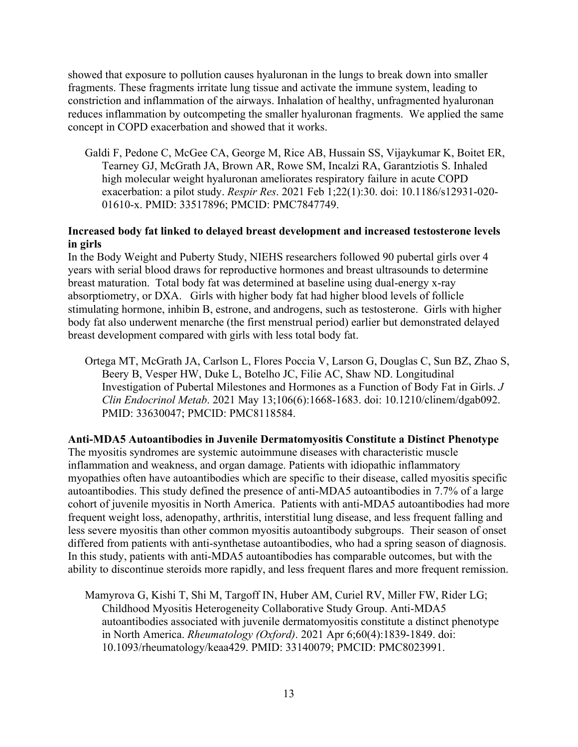showed that exposure to pollution causes hyaluronan in the lungs to break down into smaller fragments. These fragments irritate lung tissue and activate the immune system, leading to constriction and inflammation of the airways. Inhalation of healthy, unfragmented hyaluronan reduces inflammation by outcompeting the smaller hyaluronan fragments. We applied the same concept in COPD exacerbation and showed that it works.

> Galdi F, Pedone C, McGee CA, George M, Rice AB, Hussain SS, Vijaykumar K, Boitet ER, Tearney GJ, McGrath JA, Brown AR, Rowe SM, Incalzi RA, Garantziotis S. Inhaled high molecular weight hyaluronan ameliorates respiratory failure in acute COPD exacerbation: a pilot study. *Respir Res*. 2021 Feb 1;22(1):30. doi: 10.1186/s12931-020-01610-x. PMID: 33517896; PMCID: PMC7847749.

**Increased body fat linked to delayed breast development and increased testosterone levels in girls**

In the Body Weight and Puberty Study, NIEHS researchers followed 90 pubertal girls over 4 years with serial blood draws for reproductive hormones and breast ultrasounds to determine breast maturation. Total body fat was determined at baseline using dual-energy x-ray absorptiometry, or DXA. Girls with higher body fat had higher blood levels of follicle stimulating hormone, inhibin B, estrone, and androgens, such as testosterone. Girls with higher body fat also underwent menarche (the first menstrual period) earlier but demonstrated delayed breast development compared with girls with less total body fat.

> Ortega MT, McGrath JA, Carlson L, Flores Poccia V, Larson G, Douglas C, Sun BZ, Zhao S, Beery B, Vesper HW, Duke L, Botelho JC, Filie AC, Shaw ND. Longitudinal Investigation of Pubertal Milestones and Hormones as a Function of Body Fat in Girls. *J Clin Endocrinol Metab*. 2021 May 13;106(6):1668-1683. doi: 10.1210/clinem/dgab092. PMID: 33630047; PMCID: PMC8118584.

**Anti-MDA5 Autoantibodies in Juvenile Dermatomyositis Constitute a Distinct Phenotype**

The myositis syndromes are systemic autoimmune diseases with characteristic muscle inflammation and weakness, and organ damage. Patients with idiopathic inflammatory myopathies often have autoantibodies which are specific to their disease, called myositis specific autoantibodies. This study defined the presence of anti-MDA5 autoantibodies in 7.7% of a large cohort of juvenile myositis in North America. Patients with anti-MDA5 autoantibodies had more frequent weight loss, adenopathy, arthritis, interstitial lung disease, and less frequent falling and less severe myositis than other common myositis autoantibody subgroups. Their season of onset differed from patients with anti-synthetase autoantibodies, who had a spring season of diagnosis. In this study, patients with anti-MDA5 autoantibodies has comparable outcomes, but with the ability to discontinue steroids more rapidly, and less frequent flares and more frequent remission.

> Mamyrova G, Kishi T, Shi M, Targoff IN, Huber AM, Curiel RV, Miller FW, Rider LG; Childhood Myositis Heterogeneity Collaborative Study Group. Anti-MDA5 autoantibodies associated with juvenile dermatomyositis constitute a distinct phenotype in North America. *Rheumatology (Oxford)*. 2021 Apr 6;60(4):1839-1849. doi: 10.1093/rheumatology/keaa429. PMID: 33140079; PMCID: PMC8023991.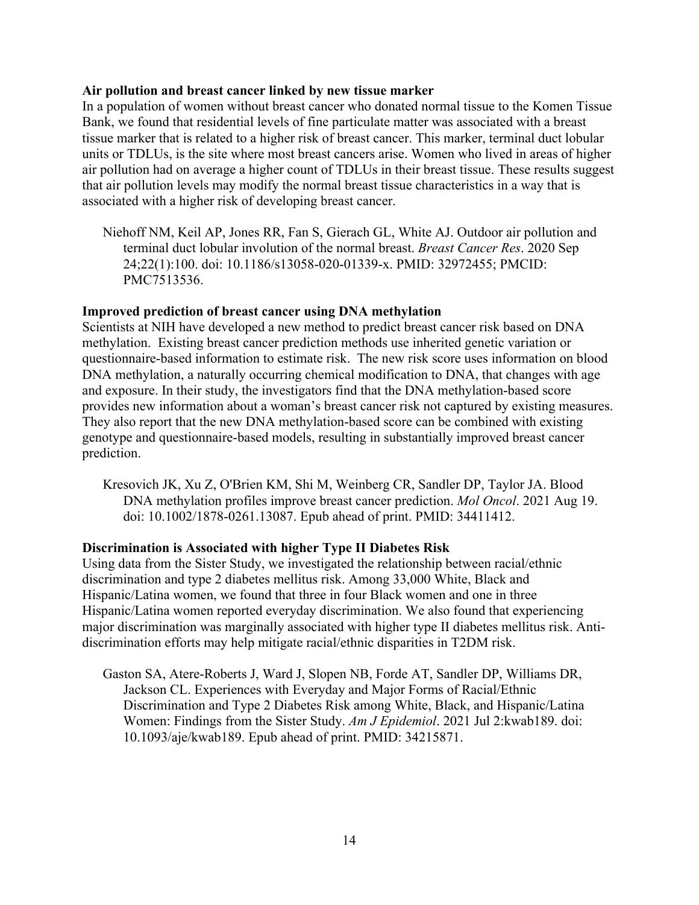**Air pollution and breast cancer linked by new tissue marker**

In a population of women without breast cancer who donated normal tissue to the Komen Tissue Bank, we found that residential levels of fine particulate matter was associated with a breast tissue marker that is related to a higher risk of breast cancer. This marker, terminal duct lobular units or TDLUs, is the site where most breast cancers arise. Women who lived in areas of higher air pollution had on average a higher count of TDLUs in their breast tissue. These results suggest that air pollution levels may modify the normal breast tissue characteristics in a way that is associated with a higher risk of developing breast cancer.

> Niehoff NM, Keil AP, Jones RR, Fan S, Gierach GL, White AJ. Outdoor air pollution and terminal duct lobular involution of the normal breast. *Breast Cancer Res*. 2020 Sep 24;22(1):100. doi: 10.1186/s13058-020-01339-x. PMID: 32972455; PMCID: PMC7513536.

**Improved prediction of breast cancer using DNA methylation**

Scientists at NIH have developed a new method to predict breast cancer risk based on DNA methylation. Existing breast cancer prediction methods use inherited genetic variation or questionnaire-based information to estimate risk. The new risk score uses information on blood DNA methylation, a naturally occurring chemical modification to DNA, that changes with age and exposure. In their study, the investigators find that the DNA methylation-based score provides new information about a woman's breast cancer risk not captured by existing measures. They also report that the new DNA methylation-based score can be combined with existing genotype and questionnaire-based models, resulting in substantially improved breast cancer prediction.

> Kresovich JK, Xu Z, O'Brien KM, Shi M, Weinberg CR, Sandler DP, Taylor JA. Blood DNA methylation profiles improve breast cancer prediction. *Mol Oncol*. 2021 Aug 19. doi: 10.1002/1878-0261.13087. Epub ahead of print. PMID: 34411412.

**Discrimination is Associated with higher Type II Diabetes Risk**

Using data from the Sister Study, we investigated the relationship between racial/ethnic discrimination and type 2 diabetes mellitus risk. Among 33,000 White, Black and Hispanic/Latina women, we found that three in four Black women and one in three Hispanic/Latina women reported everyday discrimination. We also found that experiencing major discrimination was marginally associated with higher type II diabetes mellitus risk. Anti-discrimination efforts may help mitigate racial/ethnic disparities in T2DM risk.

> Gaston SA, Atere-Roberts J, Ward J, Slopen NB, Forde AT, Sandler DP, Williams DR, Jackson CL. Experiences with Everyday and Major Forms of Racial/Ethnic Discrimination and Type 2 Diabetes Risk among White, Black, and Hispanic/Latina Women: Findings from the Sister Study. *Am J Epidemiol*. 2021 Jul 2:kwab189. doi: 10.1093/aje/kwab189. Epub ahead of print. PMID: 34215871.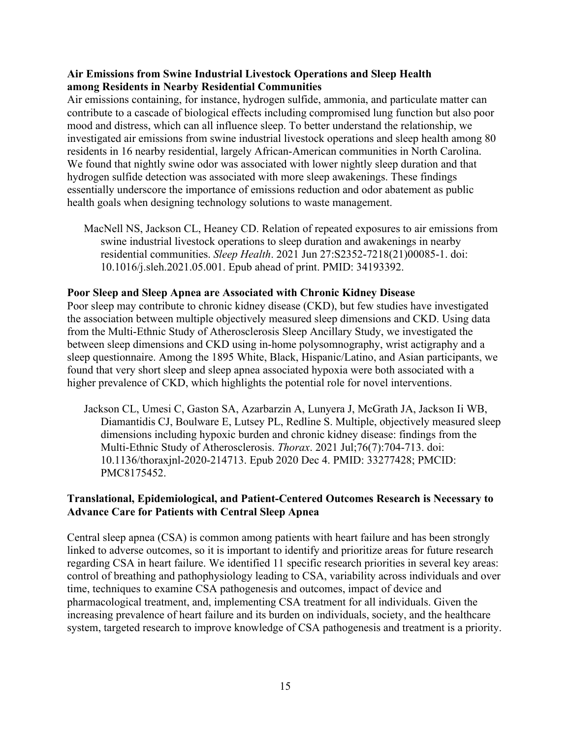### Air Emissions from Swine Industrial Livestock Operations and Sleep Health among Residents in Nearby Residential Communities

Air emissions containing, for instance, hydrogen sulfide, ammonia, and particulate matter can contribute to a cascade of biological effects including compromised lung function but also poor mood and distress, which can all influence sleep. To better understand the relationship, we investigated air emissions from swine industrial livestock operations and sleep health among 80 residents in 16 nearby residential, largely African-American communities in North Carolina. We found that nightly swine odor was associated with lower nightly sleep duration and that hydrogen sulfide detection was associated with more sleep awakenings. These findings essentially underscore the importance of emissions reduction and odor abatement as public health goals when designing technology solutions to waste management.

> MacNell NS, Jackson CL, Heaney CD. Relation of repeated exposures to air emissions from swine industrial livestock operations to sleep duration and awakenings in nearby residential communities. *Sleep Health*. 2021 Jun 27:S2352-7218(21)00085-1. doi: 10.1016/j.sleh.2021.05.001. Epub ahead of print. PMID: 34193392.

### Poor Sleep and Sleep Apnea are Associated with Chronic Kidney Disease

Poor sleep may contribute to chronic kidney disease (CKD), but few studies have investigated the association between multiple objectively measured sleep dimensions and CKD. Using data from the Multi-Ethnic Study of Atherosclerosis Sleep Ancillary Study, we investigated the between sleep dimensions and CKD using in-home polysomnography, wrist actigraphy and a sleep questionnaire. Among the 1895 White, Black, Hispanic/Latino, and Asian participants, we found that very short sleep and sleep apnea associated hypoxia were both associated with a higher prevalence of CKD, which highlights the potential role for novel interventions.

> Jackson CL, Umesi C, Gaston SA, Azarbarzin A, Lunyera J, McGrath JA, Jackson Ii WB, Diamantidis CJ, Boulware E, Lutsey PL, Redline S. Multiple, objectively measured sleep dimensions including hypoxic burden and chronic kidney disease: findings from the Multi-Ethnic Study of Atherosclerosis. *Thorax*. 2021 Jul;76(7):704-713. doi: 10.1136/thoraxjnl-2020-214713. Epub 2020 Dec 4. PMID: 33277428; PMCID: PMC8175452.

### Translational, Epidemiological, and Patient-Centered Outcomes Research is Necessary to Advance Care for Patients with Central Sleep Apnea

Central sleep apnea (CSA) is common among patients with heart failure and has been strongly linked to adverse outcomes, so it is important to identify and prioritize areas for future research regarding CSA in heart failure. We identified 11 specific research priorities in several key areas: control of breathing and pathophysiology leading to CSA, variability across individuals and over time, techniques to examine CSA pathogenesis and outcomes, impact of device and pharmacological treatment, and, implementing CSA treatment for all individuals. Given the increasing prevalence of heart failure and its burden on individuals, society, and the healthcare system, targeted research to improve knowledge of CSA pathogenesis and treatment is a priority.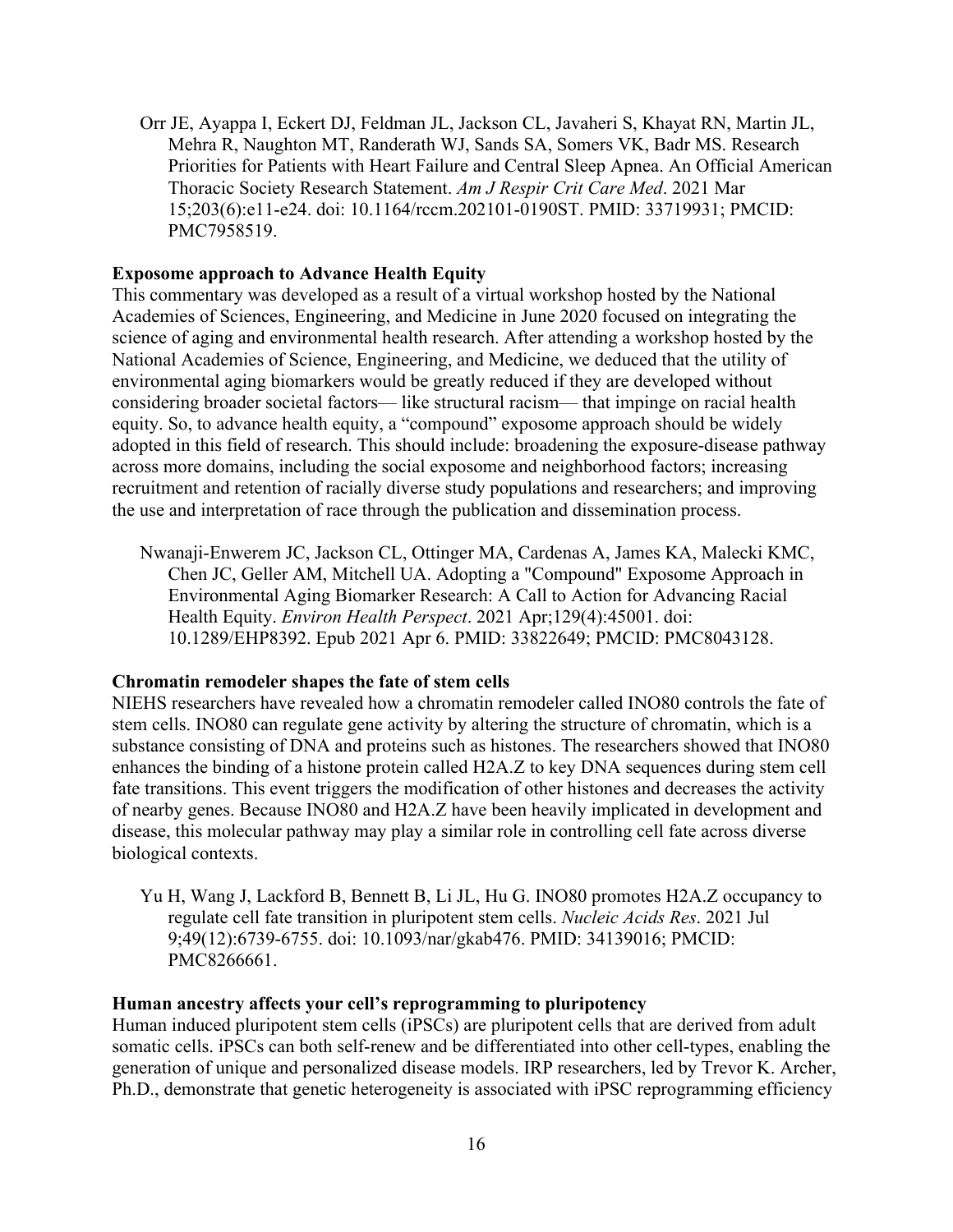Orr JE, Ayappa I, Eckert DJ, Feldman JL, Jackson CL, Javaheri S, Khayat RN, Martin JL, Mehra R, Naughton MT, Randerath WJ, Sands SA, Somers VK, Badr MS. Research Priorities for Patients with Heart Failure and Central Sleep Apnea. An Official American Thoracic Society Research Statement. *Am J Respir Crit Care Med*. 2021 Mar 15;203(6):e11-e24. doi: 10.1164/rccm.202101-0190ST. PMID: 33719931; PMCID: PMC7958519.

**Exposome approach to Advance Health Equity**

This commentary was developed as a result of a virtual workshop hosted by the National Academies of Sciences, Engineering, and Medicine in June 2020 focused on integrating the science of aging and environmental health research. After attending a workshop hosted by the National Academies of Science, Engineering, and Medicine, we deduced that the utility of environmental aging biomarkers would be greatly reduced if they are developed without considering broader societal factors— like structural racism— that impinge on racial health equity. So, to advance health equity, a "compound" exposome approach should be widely adopted in this field of research. This should include: broadening the exposure-disease pathway across more domains, including the social exposome and neighborhood factors; increasing recruitment and retention of racially diverse study populations and researchers; and improving the use and interpretation of race through the publication and dissemination process.

Nwanaji-Enwerem JC, Jackson CL, Ottinger MA, Cardenas A, James KA, Malecki KMC, Chen JC, Geller AM, Mitchell UA. Adopting a "Compound" Exposome Approach in Environmental Aging Biomarker Research: A Call to Action for Advancing Racial Health Equity. *Environ Health Perspect*. 2021 Apr;129(4):45001. doi: 10.1289/EHP8392. Epub 2021 Apr 6. PMID: 33822649; PMCID: PMC8043128.

**Chromatin remodeler shapes the fate of stem cells**

NIEHS researchers have revealed how a chromatin remodeler called INO80 controls the fate of stem cells. INO80 can regulate gene activity by altering the structure of chromatin, which is a substance consisting of DNA and proteins such as histones. The researchers showed that INO80 enhances the binding of a histone protein called H2A.Z to key DNA sequences during stem cell fate transitions. This event triggers the modification of other histones and decreases the activity of nearby genes. Because INO80 and H2A.Z have been heavily implicated in development and disease, this molecular pathway may play a similar role in controlling cell fate across diverse biological contexts.

Yu H, Wang J, Lackford B, Bennett B, Li JL, Hu G. INO80 promotes H2A.Z occupancy to regulate cell fate transition in pluripotent stem cells. *Nucleic Acids Res*. 2021 Jul 9;49(12):6739-6755. doi: 10.1093/nar/gkab476. PMID: 34139016; PMCID: PMC8266661.

**Human ancestry affects your cell's reprogramming to pluripotency**

Human induced pluripotent stem cells (iPSCs) are pluripotent cells that are derived from adult somatic cells. iPSCs can both self-renew and be differentiated into other cell-types, enabling the generation of unique and personalized disease models. IRP researchers, led by Trevor K. Archer, Ph.D., demonstrate that genetic heterogeneity is associated with iPSC reprogramming efficiency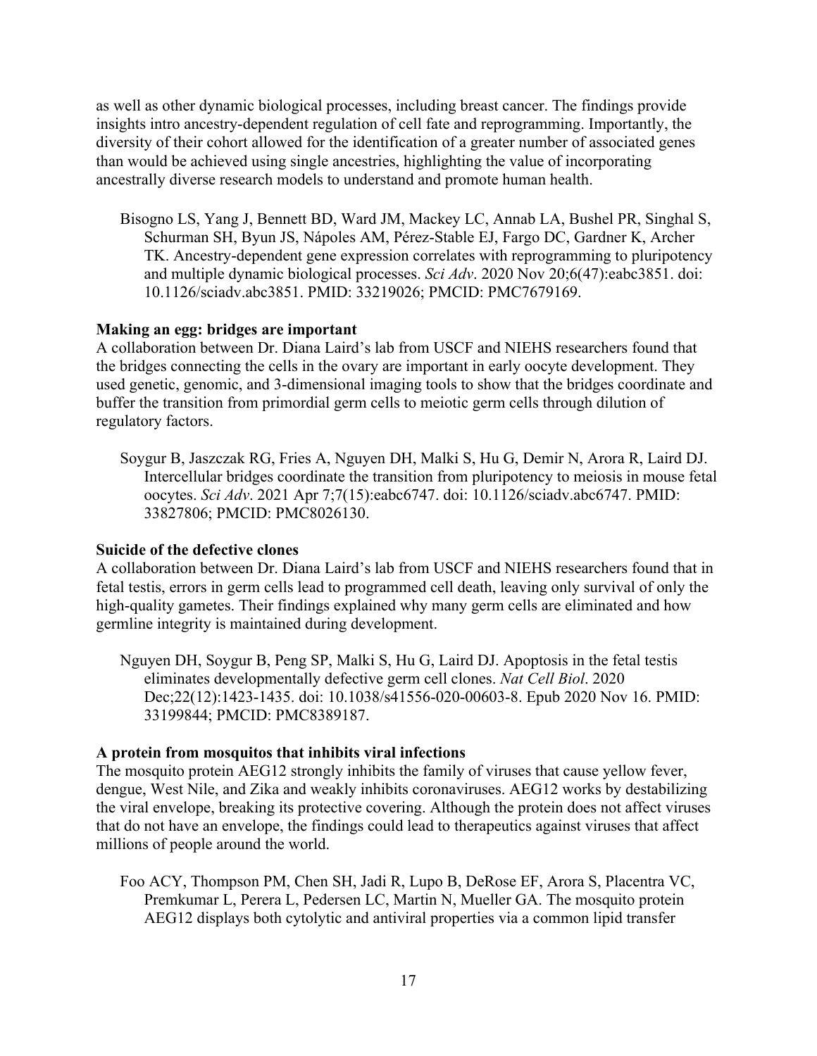as well as other dynamic biological processes, including breast cancer. The findings provide insights intro ancestry-dependent regulation of cell fate and reprogramming. Importantly, the diversity of their cohort allowed for the identification of a greater number of associated genes than would be achieved using single ancestries, highlighting the value of incorporating ancestrally diverse research models to understand and promote human health.

Bisogno LS, Yang J, Bennett BD, Ward JM, Mackey LC, Annab LA, Bushel PR, Singhal S, Schurman SH, Byun JS, Nápoles AM, Pérez-Stable EJ, Fargo DC, Gardner K, Archer TK. Ancestry-dependent gene expression correlates with reprogramming to pluripotency and multiple dynamic biological processes. *Sci Adv*. 2020 Nov 20;6(47):eabc3851. doi: 10.1126/sciadv.abc3851. PMID: 33219026; PMCID: PMC7679169.

**Making an egg: bridges are important**

A collaboration between Dr. Diana Laird's lab from USCF and NIEHS researchers found that the bridges connecting the cells in the ovary are important in early oocyte development. They used genetic, genomic, and 3-dimensional imaging tools to show that the bridges coordinate and buffer the transition from primordial germ cells to meiotic germ cells through dilution of regulatory factors.

Soygur B, Jaszczak RG, Fries A, Nguyen DH, Malki S, Hu G, Demir N, Arora R, Laird DJ. Intercellular bridges coordinate the transition from pluripotency to meiosis in mouse fetal oocytes. *Sci Adv*. 2021 Apr 7;7(15):eabc6747. doi: 10.1126/sciadv.abc6747. PMID: 33827806; PMCID: PMC8026130.

**Suicide of the defective clones**

A collaboration between Dr. Diana Laird's lab from USCF and NIEHS researchers found that in fetal testis, errors in germ cells lead to programmed cell death, leaving only survival of only the high-quality gametes. Their findings explained why many germ cells are eliminated and how germline integrity is maintained during development.

Nguyen DH, Soygur B, Peng SP, Malki S, Hu G, Laird DJ. Apoptosis in the fetal testis eliminates developmentally defective germ cell clones. *Nat Cell Biol*. 2020 Dec;22(12):1423-1435. doi: 10.1038/s41556-020-00603-8. Epub 2020 Nov 16. PMID: 33199844; PMCID: PMC8389187.

**A protein from mosquitos that inhibits viral infections**

The mosquito protein AEG12 strongly inhibits the family of viruses that cause yellow fever, dengue, West Nile, and Zika and weakly inhibits coronaviruses. AEG12 works by destabilizing the viral envelope, breaking its protective covering. Although the protein does not affect viruses that do not have an envelope, the findings could lead to therapeutics against viruses that affect millions of people around the world.

Foo ACY, Thompson PM, Chen SH, Jadi R, Lupo B, DeRose EF, Arora S, Placentra VC, Premkumar L, Perera L, Pedersen LC, Martin N, Mueller GA. The mosquito protein AEG12 displays both cytolytic and antiviral properties via a common lipid transfer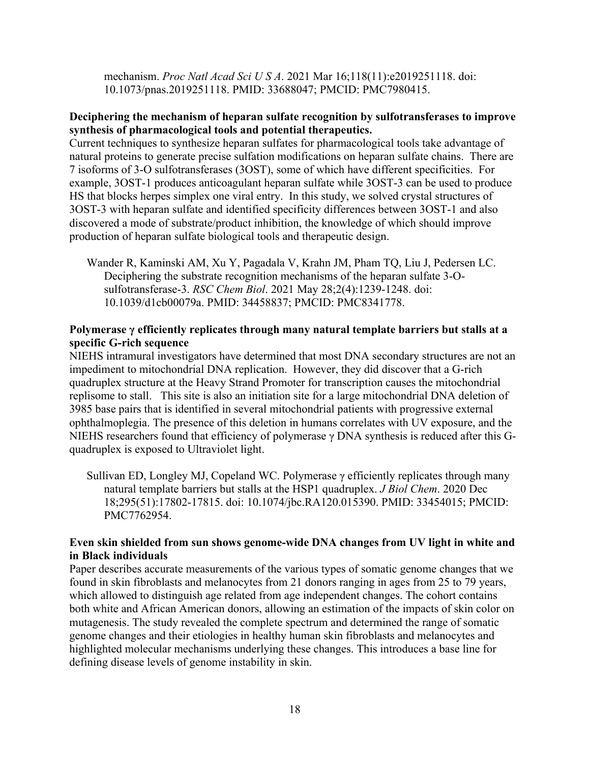mechanism. *Proc Natl Acad Sci U S A*. 2021 Mar 16;118(11):e2019251118. doi: 10.1073/pnas.2019251118. PMID: 33688047; PMCID: PMC7980415.

**Deciphering the mechanism of heparan sulfate recognition by sulfotransferases to improve synthesis of pharmacological tools and potential therapeutics.**

Current techniques to synthesize heparan sulfates for pharmacological tools take advantage of natural proteins to generate precise sulfation modifications on heparan sulfate chains. There are 7 isoforms of 3-O sulfotransferases (3OST), some of which have different specificities. For example, 3OST-1 produces anticoagulant heparan sulfate while 3OST-3 can be used to produce HS that blocks herpes simplex one viral entry. In this study, we solved crystal structures of 3OST-3 with heparan sulfate and identified specificity differences between 3OST-1 and also discovered a mode of substrate/product inhibition, the knowledge of which should improve production of heparan sulfate biological tools and therapeutic design.

Wander R, Kaminski AM, Xu Y, Pagadala V, Krahn JM, Pham TQ, Liu J, Pedersen LC. Deciphering the substrate recognition mechanisms of the heparan sulfate 3-O-sulfotransferase-3. *RSC Chem Biol*. 2021 May 28;2(4):1239-1248. doi: 10.1039/d1cb00079a. PMID: 34458837; PMCID: PMC8341778.

**Polymerase γ efficiently replicates through many natural template barriers but stalls at a specific G-rich sequence**

NIEHS intramural investigators have determined that most DNA secondary structures are not an impediment to mitochondrial DNA replication. However, they did discover that a G-rich quadruplex structure at the Heavy Strand Promoter for transcription causes the mitochondrial replisome to stall. This site is also an initiation site for a large mitochondrial DNA deletion of 3985 base pairs that is identified in several mitochondrial patients with progressive external ophthalmoplegia. The presence of this deletion in humans correlates with UV exposure, and the NIEHS researchers found that efficiency of polymerase γ DNA synthesis is reduced after this G-quadruplex is exposed to Ultraviolet light.

Sullivan ED, Longley MJ, Copeland WC. Polymerase γ efficiently replicates through many natural template barriers but stalls at the HSP1 quadruplex. *J Biol Chem*. 2020 Dec 18;295(51):17802-17815. doi: 10.1074/jbc.RA120.015390. PMID: 33454015; PMCID: PMC7762954.

**Even skin shielded from sun shows genome-wide DNA changes from UV light in white and in Black individuals**

Paper describes accurate measurements of the various types of somatic genome changes that we found in skin fibroblasts and melanocytes from 21 donors ranging in ages from 25 to 79 years, which allowed to distinguish age related from age independent changes. The cohort contains both white and African American donors, allowing an estimation of the impacts of skin color on mutagenesis. The study revealed the complete spectrum and determined the range of somatic genome changes and their etiologies in healthy human skin fibroblasts and melanocytes and highlighted molecular mechanisms underlying these changes. This introduces a base line for defining disease levels of genome instability in skin.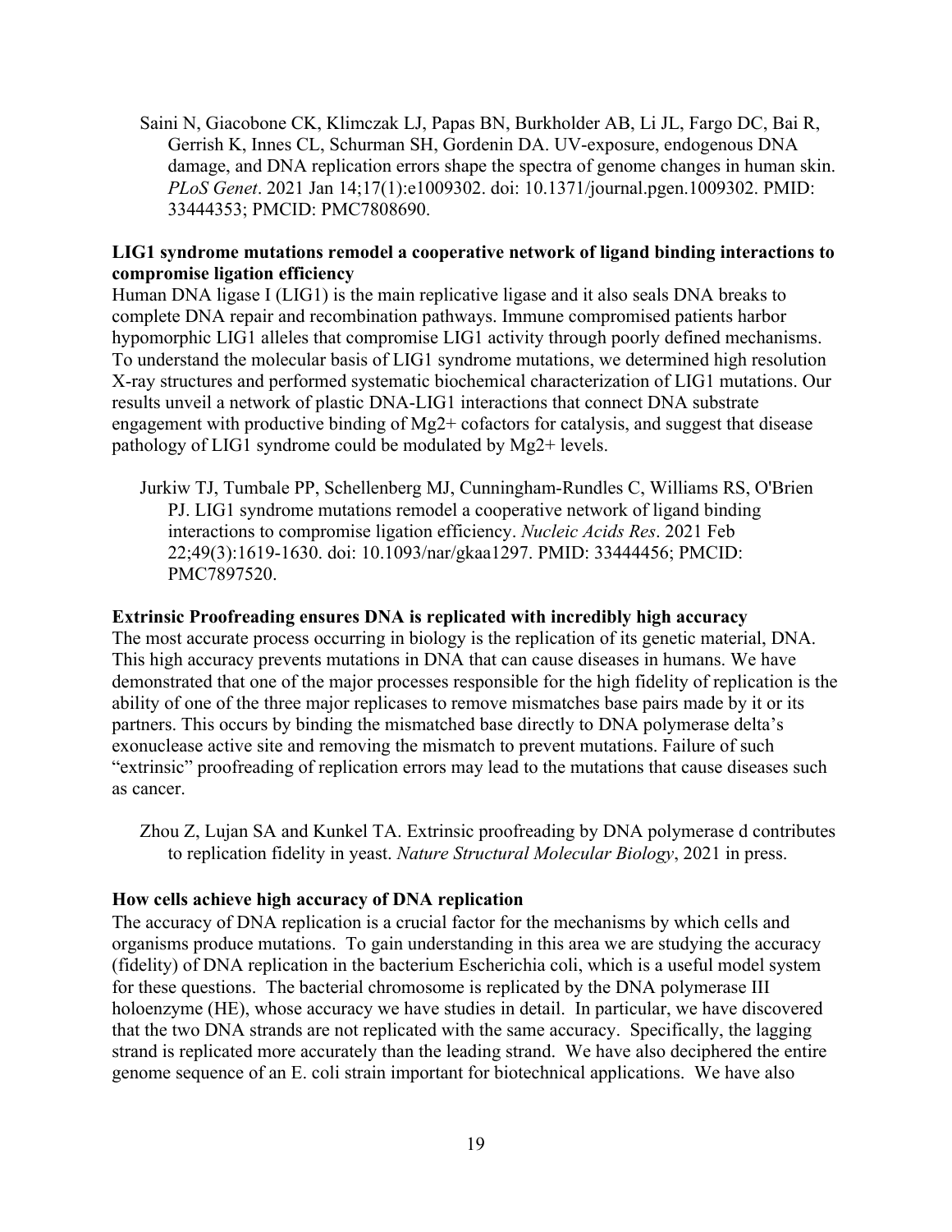Saini N, Giacobone CK, Klimczak LJ, Papas BN, Burkholder AB, Li JL, Fargo DC, Bai R, Gerrish K, Innes CL, Schurman SH, Gordenin DA. UV-exposure, endogenous DNA damage, and DNA replication errors shape the spectra of genome changes in human skin. *PLoS Genet*. 2021 Jan 14;17(1):e1009302. doi: 10.1371/journal.pgen.1009302. PMID: 33444353; PMCID: PMC7808690.

**LIG1 syndrome mutations remodel a cooperative network of ligand binding interactions to compromise ligation efficiency**

Human DNA ligase I (LIG1) is the main replicative ligase and it also seals DNA breaks to complete DNA repair and recombination pathways. Immune compromised patients harbor hypomorphic LIG1 alleles that compromise LIG1 activity through poorly defined mechanisms. To understand the molecular basis of LIG1 syndrome mutations, we determined high resolution X-ray structures and performed systematic biochemical characterization of LIG1 mutations. Our results unveil a network of plastic DNA-LIG1 interactions that connect DNA substrate engagement with productive binding of $Mg^{2+}$ cofactors for catalysis, and suggest that disease pathology of LIG1 syndrome could be modulated by $Mg^{2+}$ levels.

Jurkiw TJ, Tumbale PP, Schellenberg MJ, Cunningham-Rundles C, Williams RS, O'Brien PJ. LIG1 syndrome mutations remodel a cooperative network of ligand binding interactions to compromise ligation efficiency. *Nucleic Acids Res*. 2021 Feb 22;49(3):1619-1630. doi: 10.1093/nar/gkaa1297. PMID: 33444456; PMCID: PMC7897520.

**Extrinsic Proofreading ensures DNA is replicated with incredibly high accuracy**

The most accurate process occurring in biology is the replication of its genetic material, DNA. This high accuracy prevents mutations in DNA that can cause diseases in humans. We have demonstrated that one of the major processes responsible for the high fidelity of replication is the ability of one of the three major replicases to remove mismatches base pairs made by it or its partners. This occurs by binding the mismatched base directly to DNA polymerase delta's exonuclease active site and removing the mismatch to prevent mutations. Failure of such "extrinsic" proofreading of replication errors may lead to the mutations that cause diseases such as cancer.

Zhou Z, Lujan SA and Kunkel TA. Extrinsic proofreading by DNA polymerase d contributes to replication fidelity in yeast. *Nature Structural Molecular Biology*, 2021 in press.

**How cells achieve high accuracy of DNA replication**

The accuracy of DNA replication is a crucial factor for the mechanisms by which cells and organisms produce mutations. To gain understanding in this area we are studying the accuracy (fidelity) of DNA replication in the bacterium Escherichia coli, which is a useful model system for these questions. The bacterial chromosome is replicated by the DNA polymerase III holoenzyme (HE), whose accuracy we have studies in detail. In particular, we have discovered that the two DNA strands are not replicated with the same accuracy. Specifically, the lagging strand is replicated more accurately than the leading strand. We have also deciphered the entire genome sequence of an E. coli strain important for biotechnical applications. We have also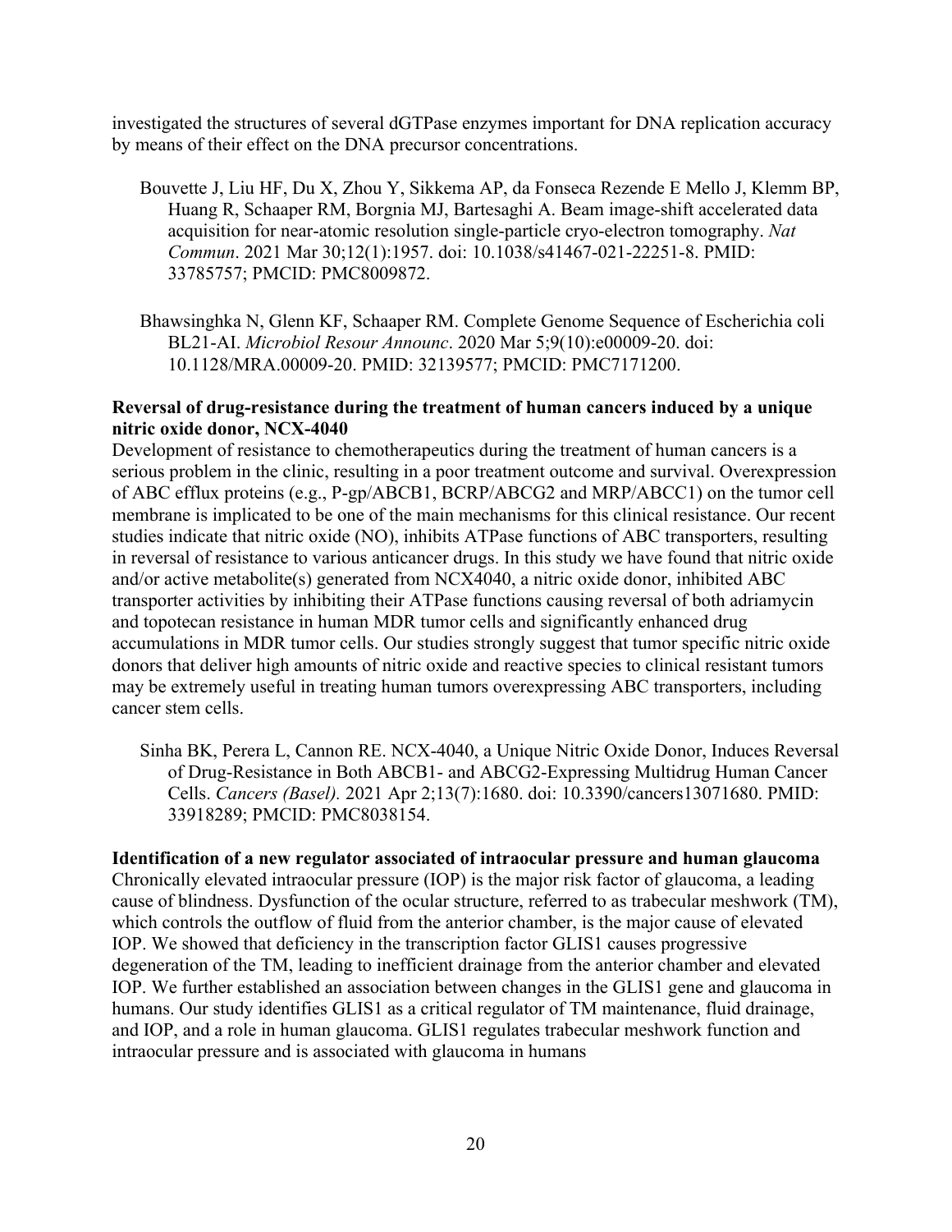investigated the structures of several dGTPase enzymes important for DNA replication accuracy by means of their effect on the DNA precursor concentrations.

Bouvette J, Liu HF, Du X, Zhou Y, Sikkema AP, da Fonseca Rezende E Mello J, Klemm BP, Huang R, Schaaper RM, Borgnia MJ, Bartesaghi A. Beam image-shift accelerated data acquisition for near-atomic resolution single-particle cryo-electron tomography. *Nat Commun*. 2021 Mar 30;12(1):1957. doi: 10.1038/s41467-021-22251-8. PMID: 33785757; PMCID: PMC8009872.

Bhawsinghka N, Glenn KF, Schaaper RM. Complete Genome Sequence of Escherichia coli BL21-AI. *Microbiol Resour Announc*. 2020 Mar 5;9(10):e00009-20. doi: 10.1128/MRA.00009-20. PMID: 32139577; PMCID: PMC7171200.

**Reversal of drug-resistance during the treatment of human cancers induced by a unique nitric oxide donor, NCX-4040**

Development of resistance to chemotherapeutics during the treatment of human cancers is a serious problem in the clinic, resulting in a poor treatment outcome and survival. Overexpression of ABC efflux proteins (e.g., P-gp/ABCB1, BCRP/ABCG2 and MRP/ABCC1) on the tumor cell membrane is implicated to be one of the main mechanisms for this clinical resistance. Our recent studies indicate that nitric oxide (NO), inhibits ATPase functions of ABC transporters, resulting in reversal of resistance to various anticancer drugs. In this study we have found that nitric oxide and/or active metabolite(s) generated from NCX4040, a nitric oxide donor, inhibited ABC transporter activities by inhibiting their ATPase functions causing reversal of both adriamycin and topotecan resistance in human MDR tumor cells and significantly enhanced drug accumulations in MDR tumor cells. Our studies strongly suggest that tumor specific nitric oxide donors that deliver high amounts of nitric oxide and reactive species to clinical resistant tumors may be extremely useful in treating human tumors overexpressing ABC transporters, including cancer stem cells.

Sinha BK, Perera L, Cannon RE. NCX-4040, a Unique Nitric Oxide Donor, Induces Reversal of Drug-Resistance in Both ABCB1- and ABCG2-Expressing Multidrug Human Cancer Cells. *Cancers (Basel).* 2021 Apr 2;13(7):1680. doi: 10.3390/cancers13071680. PMID: 33918289; PMCID: PMC8038154.

**Identification of a new regulator associated of intraocular pressure and human glaucoma**

Chronically elevated intraocular pressure (IOP) is the major risk factor of glaucoma, a leading cause of blindness. Dysfunction of the ocular structure, referred to as trabecular meshwork (TM), which controls the outflow of fluid from the anterior chamber, is the major cause of elevated IOP. We showed that deficiency in the transcription factor GLIS1 causes progressive degeneration of the TM, leading to inefficient drainage from the anterior chamber and elevated IOP. We further established an association between changes in the GLIS1 gene and glaucoma in humans. Our study identifies GLIS1 as a critical regulator of TM maintenance, fluid drainage, and IOP, and a role in human glaucoma. GLIS1 regulates trabecular meshwork function and intraocular pressure and is associated with glaucoma in humans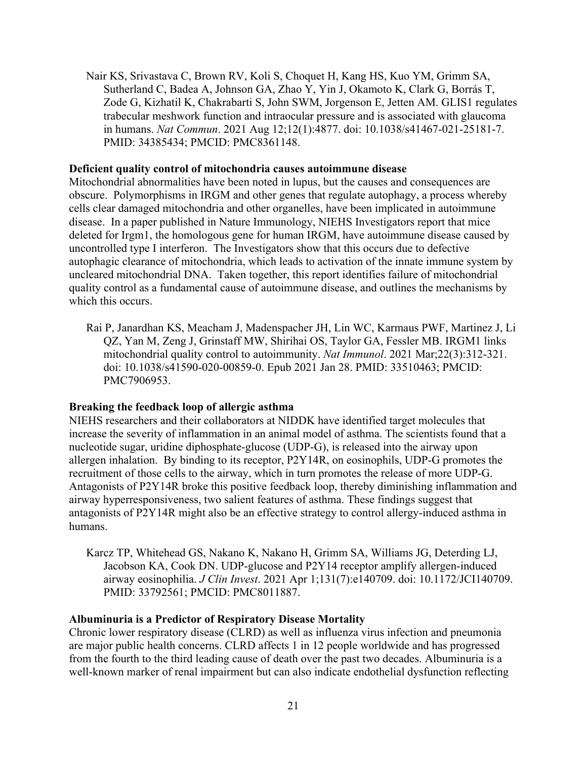Nair KS, Srivastava C, Brown RV, Koli S, Choquet H, Kang HS, Kuo YM, Grimm SA, Sutherland C, Badea A, Johnson GA, Zhao Y, Yin J, Okamoto K, Clark G, Borrás T, Zode G, Kizhatil K, Chakrabarti S, John SWM, Jorgenson E, Jetten AM. GLIS1 regulates trabecular meshwork function and intraocular pressure and is associated with glaucoma in humans. *Nat Commun*. 2021 Aug 12;12(1):4877. doi: 10.1038/s41467-021-25181-7. PMID: 34385434; PMCID: PMC8361148.

**Deficient quality control of mitochondria causes autoimmune disease**

Mitochondrial abnormalities have been noted in lupus, but the causes and consequences are obscure. Polymorphisms in IRGM and other genes that regulate autophagy, a process whereby cells clear damaged mitochondria and other organelles, have been implicated in autoimmune disease. In a paper published in Nature Immunology, NIEHS Investigators report that mice deleted for Irgm1, the homologous gene for human IRGM, have autoimmune disease caused by uncontrolled type I interferon. The Investigators show that this occurs due to defective autophagic clearance of mitochondria, which leads to activation of the innate immune system by uncleared mitochondrial DNA. Taken together, this report identifies failure of mitochondrial quality control as a fundamental cause of autoimmune disease, and outlines the mechanisms by which this occurs.

Rai P, Janardhan KS, Meacham J, Madenspacher JH, Lin WC, Karmaus PWF, Martinez J, Li QZ, Yan M, Zeng J, Grinstaff MW, Shirihai OS, Taylor GA, Fessler MB. IRGM1 links mitochondrial quality control to autoimmunity. *Nat Immunol*. 2021 Mar;22(3):312-321. doi: 10.1038/s41590-020-00859-0. Epub 2021 Jan 28. PMID: 33510463; PMCID: PMC7906953.

**Breaking the feedback loop of allergic asthma**

NIEHS researchers and their collaborators at NIDDK have identified target molecules that increase the severity of inflammation in an animal model of asthma. The scientists found that a nucleotide sugar, uridine diphosphate-glucose (UDP-G), is released into the airway upon allergen inhalation. By binding to its receptor, P2Y14R, on eosinophils, UDP-G promotes the recruitment of those cells to the airway, which in turn promotes the release of more UDP-G. Antagonists of P2Y14R broke this positive feedback loop, thereby diminishing inflammation and airway hyperresponsiveness, two salient features of asthma. These findings suggest that antagonists of P2Y14R might also be an effective strategy to control allergy-induced asthma in humans.

Karcz TP, Whitehead GS, Nakano K, Nakano H, Grimm SA, Williams JG, Deterding LJ, Jacobson KA, Cook DN. UDP-glucose and P2Y14 receptor amplify allergen-induced airway eosinophilia. *J Clin Invest*. 2021 Apr 1;131(7):e140709. doi: 10.1172/JCI140709. PMID: 33792561; PMCID: PMC8011887.

**Albuminuria is a Predictor of Respiratory Disease Mortality**

Chronic lower respiratory disease (CLRD) as well as influenza virus infection and pneumonia are major public health concerns. CLRD affects 1 in 12 people worldwide and has progressed from the fourth to the third leading cause of death over the past two decades. Albuminuria is a well-known marker of renal impairment but can also indicate endothelial dysfunction reflecting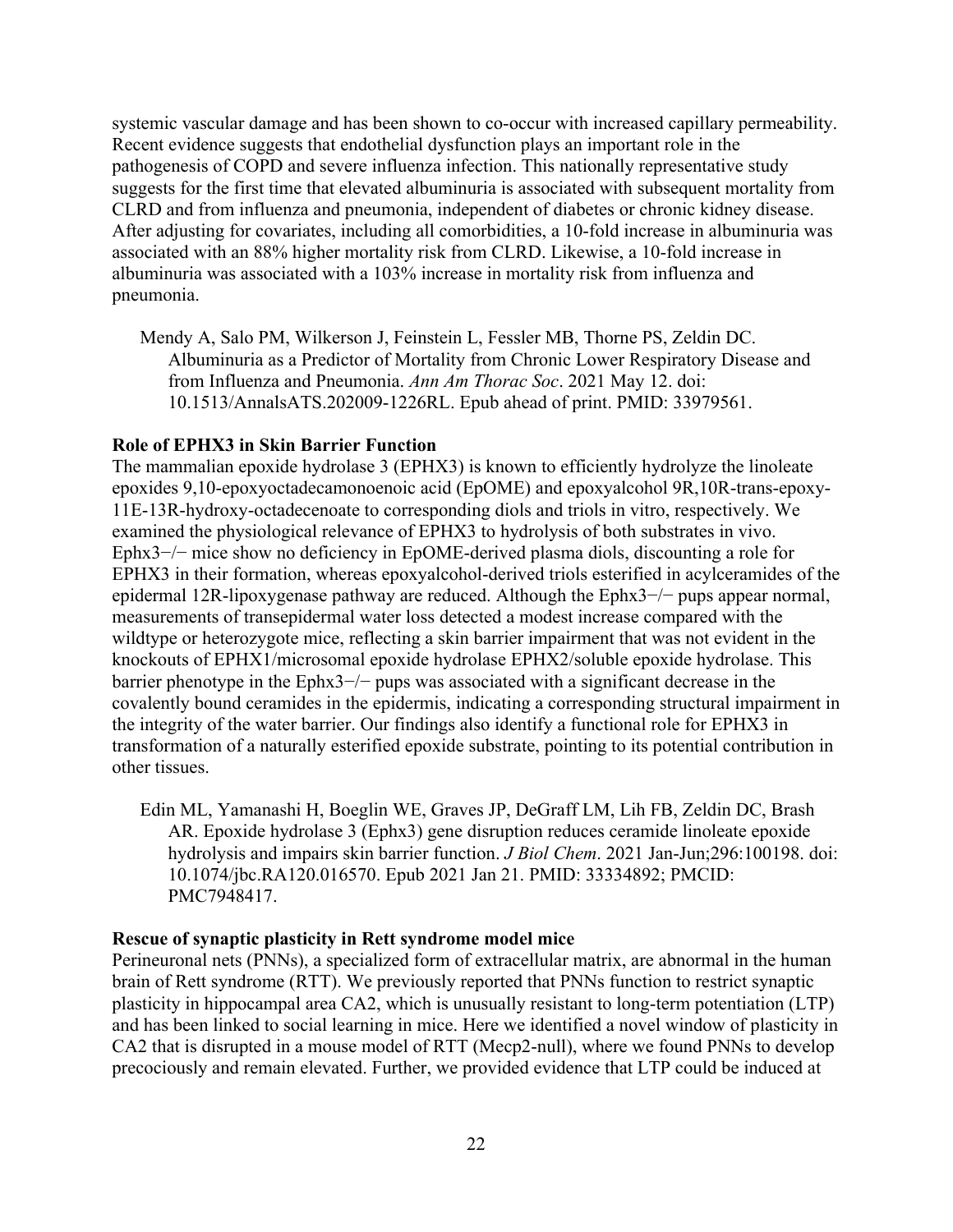systemic vascular damage and has been shown to co-occur with increased capillary permeability. Recent evidence suggests that endothelial dysfunction plays an important role in the pathogenesis of COPD and severe influenza infection. This nationally representative study suggests for the first time that elevated albuminuria is associated with subsequent mortality from CLRD and from influenza and pneumonia, independent of diabetes or chronic kidney disease. After adjusting for covariates, including all comorbidities, a 10-fold increase in albuminuria was associated with an 88% higher mortality risk from CLRD. Likewise, a 10-fold increase in albuminuria was associated with a 103% increase in mortality risk from influenza and pneumonia.

> Mendy A, Salo PM, Wilkerson J, Feinstein L, Fessler MB, Thorne PS, Zeldin DC. Albuminuria as a Predictor of Mortality from Chronic Lower Respiratory Disease and from Influenza and Pneumonia. *Ann Am Thorac Soc*. 2021 May 12. doi: 10.1513/AnnalsATS.202009-1226RL. Epub ahead of print. PMID: 33979561.

**Role of EPHX3 in Skin Barrier Function**

The mammalian epoxide hydrolase 3 (EPHX3) is known to efficiently hydrolyze the linoleate epoxides 9,10-epoxyoctadecamonoenoic acid (EpOME) and epoxyalcohol 9R,10R-trans-epoxy-11E-13R-hydroxy-octadecenoate to corresponding diols and triols in vitro, respectively. We examined the physiological relevance of EPHX3 to hydrolysis of both substrates in vivo. Ephx3−/− mice show no deficiency in EpOME-derived plasma diols, discounting a role for EPHX3 in their formation, whereas epoxyalcohol-derived triols esterified in acylceramides of the epidermal 12R-lipoxygenase pathway are reduced. Although the Ephx3−/− pups appear normal, measurements of transepidermal water loss detected a modest increase compared with the wildtype or heterozygote mice, reflecting a skin barrier impairment that was not evident in the knockouts of EPHX1/microsomal epoxide hydrolase EPHX2/soluble epoxide hydrolase. This barrier phenotype in the Ephx3−/− pups was associated with a significant decrease in the covalently bound ceramides in the epidermis, indicating a corresponding structural impairment in the integrity of the water barrier. Our findings also identify a functional role for EPHX3 in transformation of a naturally esterified epoxide substrate, pointing to its potential contribution in other tissues.

> Edin ML, Yamanashi H, Boeglin WE, Graves JP, DeGraff LM, Lih FB, Zeldin DC, Brash AR. Epoxide hydrolase 3 (Ephx3) gene disruption reduces ceramide linoleate epoxide hydrolysis and impairs skin barrier function. *J Biol Chem*. 2021 Jan-Jun;296:100198. doi: 10.1074/jbc.RA120.016570. Epub 2021 Jan 21. PMID: 33334892; PMCID: PMC7948417.

**Rescue of synaptic plasticity in Rett syndrome model mice**

Perineuronal nets (PNNs), a specialized form of extracellular matrix, are abnormal in the human brain of Rett syndrome (RTT). We previously reported that PNNs function to restrict synaptic plasticity in hippocampal area CA2, which is unusually resistant to long-term potentiation (LTP) and has been linked to social learning in mice. Here we identified a novel window of plasticity in CA2 that is disrupted in a mouse model of RTT (Mecp2-null), where we found PNNs to develop precociously and remain elevated. Further, we provided evidence that LTP could be induced at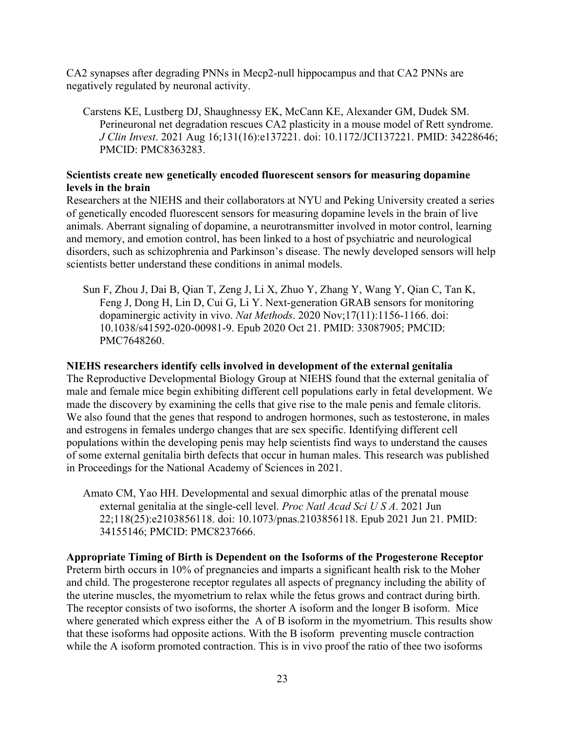CA2 synapses after degrading PNNs in Mecp2-null hippocampus and that CA2 PNNs are negatively regulated by neuronal activity.

> Carstens KE, Lustberg DJ, Shaughnessy EK, McCann KE, Alexander GM, Dudek SM. Perineuronal net degradation rescues CA2 plasticity in a mouse model of Rett syndrome. *J Clin Invest*. 2021 Aug 16;131(16):e137221. doi: 10.1172/JCI137221. PMID: 34228646; PMCID: PMC8363283.

**Scientists create new genetically encoded fluorescent sensors for measuring dopamine levels in the brain**

Researchers at the NIEHS and their collaborators at NYU and Peking University created a series of genetically encoded fluorescent sensors for measuring dopamine levels in the brain of live animals. Aberrant signaling of dopamine, a neurotransmitter involved in motor control, learning and memory, and emotion control, has been linked to a host of psychiatric and neurological disorders, such as schizophrenia and Parkinson's disease. The newly developed sensors will help scientists better understand these conditions in animal models.

> Sun F, Zhou J, Dai B, Qian T, Zeng J, Li X, Zhuo Y, Zhang Y, Wang Y, Qian C, Tan K, Feng J, Dong H, Lin D, Cui G, Li Y. Next-generation GRAB sensors for monitoring dopaminergic activity in vivo. *Nat Methods*. 2020 Nov;17(11):1156-1166. doi: 10.1038/s41592-020-00981-9. Epub 2020 Oct 21. PMID: 33087905; PMCID: PMC7648260.

**NIEHS researchers identify cells involved in development of the external genitalia**

The Reproductive Developmental Biology Group at NIEHS found that the external genitalia of male and female mice begin exhibiting different cell populations early in fetal development. We made the discovery by examining the cells that give rise to the male penis and female clitoris. We also found that the genes that respond to androgen hormones, such as testosterone, in males and estrogens in females undergo changes that are sex specific. Identifying different cell populations within the developing penis may help scientists find ways to understand the causes of some external genitalia birth defects that occur in human males. This research was published in Proceedings for the National Academy of Sciences in 2021.

> Amato CM, Yao HH. Developmental and sexual dimorphic atlas of the prenatal mouse external genitalia at the single-cell level. *Proc Natl Acad Sci U S A*. 2021 Jun 22;118(25):e2103856118. doi: 10.1073/pnas.2103856118. Epub 2021 Jun 21. PMID: 34155146; PMCID: PMC8237666.

**Appropriate Timing of Birth is Dependent on the Isoforms of the Progesterone Receptor**

Preterm birth occurs in 10% of pregnancies and imparts a significant health risk to the Moher and child. The progesterone receptor regulates all aspects of pregnancy including the ability of the uterine muscles, the myometrium to relax while the fetus grows and contract during birth. The receptor consists of two isoforms, the shorter A isoform and the longer B isoform. Mice where generated which express either the A of B isoform in the myometrium. This results show that these isoforms had opposite actions. With the B isoform preventing muscle contraction while the A isoform promoted contraction. This is in vivo proof the ratio of thee two isoforms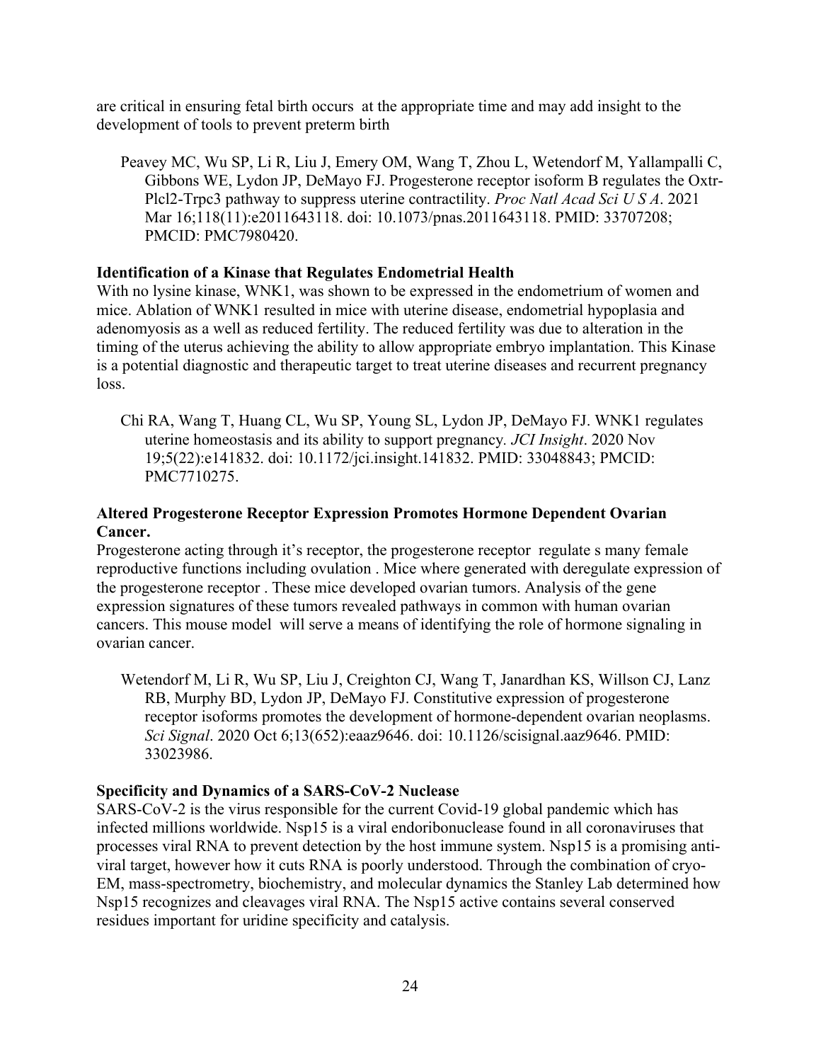are critical in ensuring fetal birth occurs at the appropriate time and may add insight to the development of tools to prevent preterm birth

Peavey MC, Wu SP, Li R, Liu J, Emery OM, Wang T, Zhou L, Wetendorf M, Yallampalli C, Gibbons WE, Lydon JP, DeMayo FJ. Progesterone receptor isoform B regulates the Oxtr-Plcl2-Trpc3 pathway to suppress uterine contractility. *Proc Natl Acad Sci U S A*. 2021 Mar 16;118(11):e2011643118. doi: 10.1073/pnas.2011643118. PMID: 33707208; PMCID: PMC7980420.

**Identification of a Kinase that Regulates Endometrial Health**

With no lysine kinase, WNK1, was shown to be expressed in the endometrium of women and mice. Ablation of WNK1 resulted in mice with uterine disease, endometrial hypoplasia and adenomyosis as a well as reduced fertility. The reduced fertility was due to alteration in the timing of the uterus achieving the ability to allow appropriate embryo implantation. This Kinase is a potential diagnostic and therapeutic target to treat uterine diseases and recurrent pregnancy loss.

Chi RA, Wang T, Huang CL, Wu SP, Young SL, Lydon JP, DeMayo FJ. WNK1 regulates uterine homeostasis and its ability to support pregnancy. *JCI Insight*. 2020 Nov 19;5(22):e141832. doi: 10.1172/jci.insight.141832. PMID: 33048843; PMCID: PMC7710275.

**Altered Progesterone Receptor Expression Promotes Hormone Dependent Ovarian Cancer.**

Progesterone acting through it's receptor, the progesterone receptor regulate s many female reproductive functions including ovulation . Mice where generated with deregulate expression of the progesterone receptor . These mice developed ovarian tumors. Analysis of the gene expression signatures of these tumors revealed pathways in common with human ovarian cancers. This mouse model will serve a means of identifying the role of hormone signaling in ovarian cancer.

Wetendorf M, Li R, Wu SP, Liu J, Creighton CJ, Wang T, Janardhan KS, Willson CJ, Lanz RB, Murphy BD, Lydon JP, DeMayo FJ. Constitutive expression of progesterone receptor isoforms promotes the development of hormone-dependent ovarian neoplasms. *Sci Signal*. 2020 Oct 6;13(652):eaaz9646. doi: 10.1126/scisignal.aaz9646. PMID: 33023986.

**Specificity and Dynamics of a SARS-CoV-2 Nuclease**

SARS-CoV-2 is the virus responsible for the current Covid-19 global pandemic which has infected millions worldwide. Nsp15 is a viral endoribonuclease found in all coronaviruses that processes viral RNA to prevent detection by the host immune system. Nsp15 is a promising anti-viral target, however how it cuts RNA is poorly understood. Through the combination of cryo-EM, mass-spectrometry, biochemistry, and molecular dynamics the Stanley Lab determined how Nsp15 recognizes and cleavages viral RNA. The Nsp15 active contains several conserved residues important for uridine specificity and catalysis.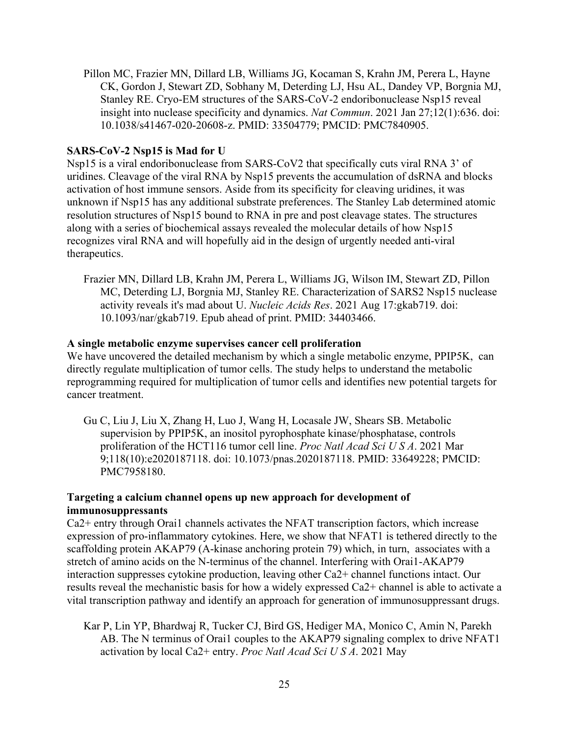Pillon MC, Frazier MN, Dillard LB, Williams JG, Kocaman S, Krahn JM, Perera L, Hayne CK, Gordon J, Stewart ZD, Sobhany M, Deterding LJ, Hsu AL, Dandey VP, Borgnia MJ, Stanley RE. Cryo-EM structures of the SARS-CoV-2 endoribonuclease Nsp15 reveal insight into nuclease specificity and dynamics. *Nat Commun*. 2021 Jan 27;12(1):636. doi: 10.1038/s41467-020-20608-z. PMID: 33504779; PMCID: PMC7840905.

**SARS-CoV-2 Nsp15 is Mad for U**

Nsp15 is a viral endoribonuclease from SARS-CoV2 that specifically cuts viral RNA 3' of uridines. Cleavage of the viral RNA by Nsp15 prevents the accumulation of dsRNA and blocks activation of host immune sensors. Aside from its specificity for cleaving uridines, it was unknown if Nsp15 has any additional substrate preferences. The Stanley Lab determined atomic resolution structures of Nsp15 bound to RNA in pre and post cleavage states. The structures along with a series of biochemical assays revealed the molecular details of how Nsp15 recognizes viral RNA and will hopefully aid in the design of urgently needed anti-viral therapeutics.

Frazier MN, Dillard LB, Krahn JM, Perera L, Williams JG, Wilson IM, Stewart ZD, Pillon MC, Deterding LJ, Borgnia MJ, Stanley RE. Characterization of SARS2 Nsp15 nuclease activity reveals it's mad about U. *Nucleic Acids Res*. 2021 Aug 17:gkab719. doi: 10.1093/nar/gkab719. Epub ahead of print. PMID: 34403466.

**A single metabolic enzyme supervises cancer cell proliferation**

We have uncovered the detailed mechanism by which a single metabolic enzyme, PPIP5K, can directly regulate multiplication of tumor cells. The study helps to understand the metabolic reprogramming required for multiplication of tumor cells and identifies new potential targets for cancer treatment.

Gu C, Liu J, Liu X, Zhang H, Luo J, Wang H, Locasale JW, Shears SB. Metabolic supervision by PPIP5K, an inositol pyrophosphate kinase/phosphatase, controls proliferation of the HCT116 tumor cell line. *Proc Natl Acad Sci U S A*. 2021 Mar 9;118(10):e2020187118. doi: 10.1073/pnas.2020187118. PMID: 33649228; PMCID: PMC7958180.

**Targeting a calcium channel opens up new approach for development of immunosuppressants**

$Ca^{2+}$ entry through Orai1 channels activates the NFAT transcription factors, which increase expression of pro-inflammatory cytokines. Here, we show that NFAT1 is tethered directly to the scaffolding protein AKAP79 (A-kinase anchoring protein 79) which, in turn, associates with a stretch of amino acids on the N-terminus of the channel. Interfering with Orai1-AKAP79 interaction suppresses cytokine production, leaving other $Ca^{2+}$ channel functions intact. Our results reveal the mechanistic basis for how a widely expressed $Ca^{2+}$ channel is able to activate a vital transcription pathway and identify an approach for generation of immunosuppressant drugs.

Kar P, Lin YP, Bhardwaj R, Tucker CJ, Bird GS, Hediger MA, Monico C, Amin N, Parekh AB. The N terminus of Orai1 couples to the AKAP79 signaling complex to drive NFAT1 activation by local $Ca^{2+}$ entry. *Proc Natl Acad Sci U S A*. 2021 May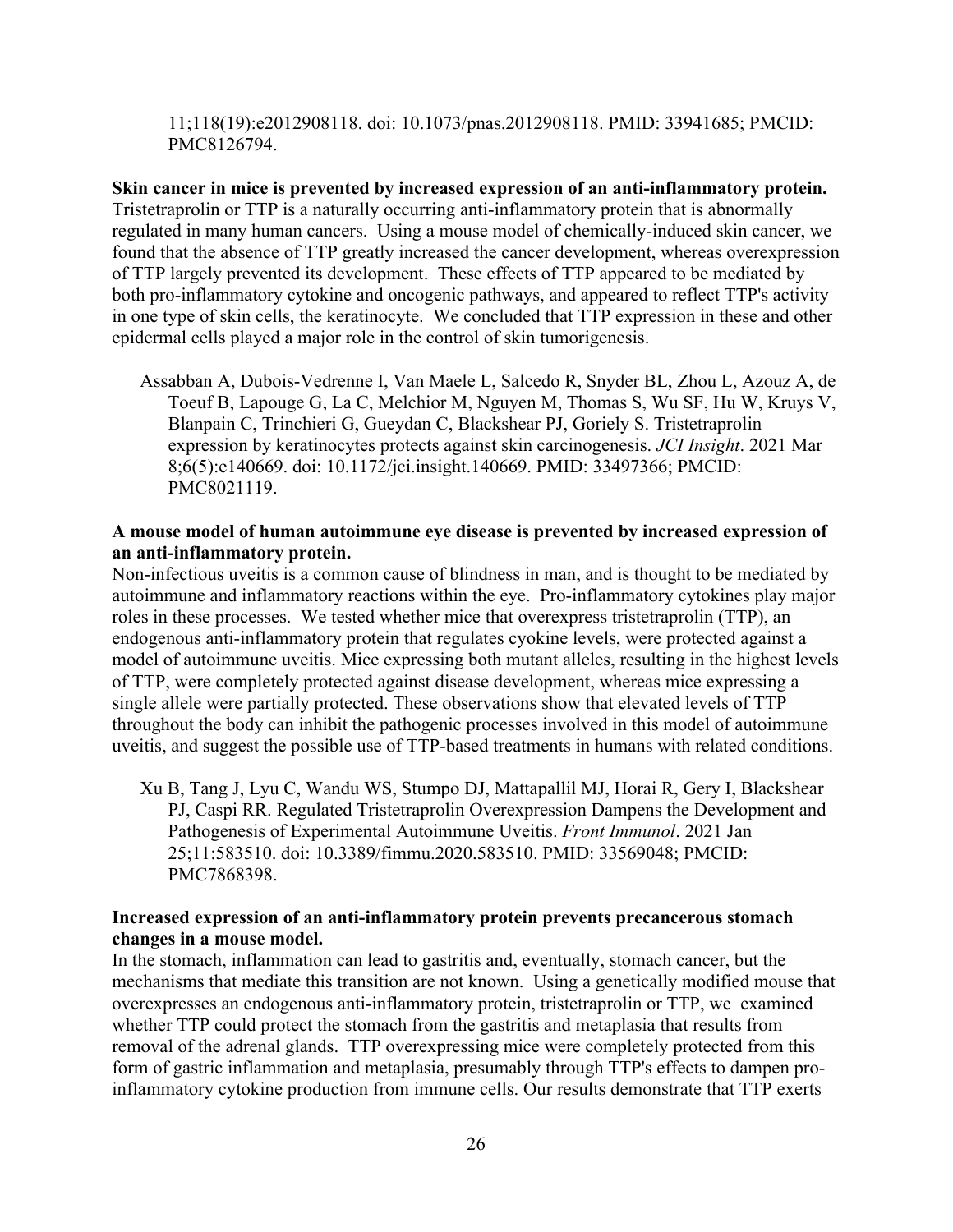11;118(19):e2012908118. doi: 10.1073/pnas.2012908118. PMID: 33941685; PMCID: PMC8126794.

**Skin cancer in mice is prevented by increased expression of an anti-inflammatory protein.** Tristetraprolin or TTP is a naturally occurring anti-inflammatory protein that is abnormally regulated in many human cancers. Using a mouse model of chemically-induced skin cancer, we found that the absence of TTP greatly increased the cancer development, whereas overexpression of TTP largely prevented its development. These effects of TTP appeared to be mediated by both pro-inflammatory cytokine and oncogenic pathways, and appeared to reflect TTP's activity in one type of skin cells, the keratinocyte. We concluded that TTP expression in these and other epidermal cells played a major role in the control of skin tumorigenesis.

Assabban A, Dubois-Vedrenne I, Van Maele L, Salcedo R, Snyder BL, Zhou L, Azouz A, de Toeuf B, Lapouge G, La C, Melchior M, Nguyen M, Thomas S, Wu SF, Hu W, Kruys V, Blanpain C, Trinchieri G, Gueydan C, Blackshear PJ, Goriely S. Tristetraprolin expression by keratinocytes protects against skin carcinogenesis. *JCI Insight*. 2021 Mar 8;6(5):e140669. doi: 10.1172/jci.insight.140669. PMID: 33497366; PMCID: PMC8021119.

**A mouse model of human autoimmune eye disease is prevented by increased expression of an anti-inflammatory protein.**
Non-infectious uveitis is a common cause of blindness in man, and is thought to be mediated by autoimmune and inflammatory reactions within the eye. Pro-inflammatory cytokines play major roles in these processes. We tested whether mice that overexpress tristetraprolin (TTP), an endogenous anti-inflammatory protein that regulates cyokine levels, were protected against a model of autoimmune uveitis. Mice expressing both mutant alleles, resulting in the highest levels of TTP, were completely protected against disease development, whereas mice expressing a single allele were partially protected. These observations show that elevated levels of TTP throughout the body can inhibit the pathogenic processes involved in this model of autoimmune uveitis, and suggest the possible use of TTP-based treatments in humans with related conditions.

Xu B, Tang J, Lyu C, Wandu WS, Stumpo DJ, Mattapallil MJ, Horai R, Gery I, Blackshear PJ, Caspi RR. Regulated Tristetraprolin Overexpression Dampens the Development and Pathogenesis of Experimental Autoimmune Uveitis. *Front Immunol*. 2021 Jan 25;11:583510. doi: 10.3389/fimmu.2020.583510. PMID: 33569048; PMCID: PMC7868398.

**Increased expression of an anti-inflammatory protein prevents precancerous stomach changes in a mouse model.**
In the stomach, inflammation can lead to gastritis and, eventually, stomach cancer, but the mechanisms that mediate this transition are not known. Using a genetically modified mouse that overexpresses an endogenous anti-inflammatory protein, tristetraprolin or TTP, we examined whether TTP could protect the stomach from the gastritis and metaplasia that results from removal of the adrenal glands. TTP overexpressing mice were completely protected from this form of gastric inflammation and metaplasia, presumably through TTP's effects to dampen pro-inflammatory cytokine production from immune cells. Our results demonstrate that TTP exerts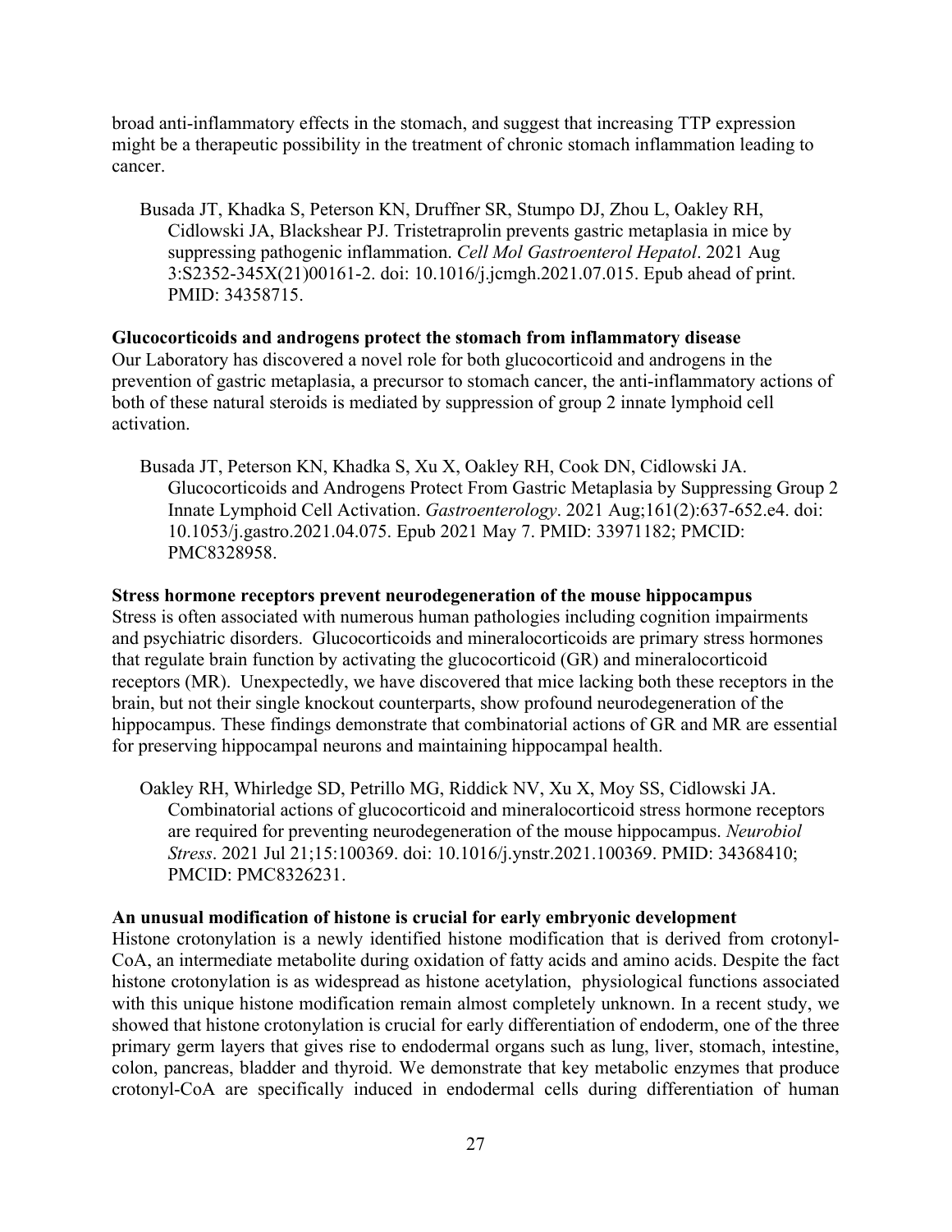broad anti-inflammatory effects in the stomach, and suggest that increasing TTP expression might be a therapeutic possibility in the treatment of chronic stomach inflammation leading to cancer.

Busada JT, Khadka S, Peterson KN, Druffner SR, Stumpo DJ, Zhou L, Oakley RH, Cidlowski JA, Blackshear PJ. Tristetraprolin prevents gastric metaplasia in mice by suppressing pathogenic inflammation. *Cell Mol Gastroenterol Hepatol*. 2021 Aug 3:S2352-345X(21)00161-2. doi: 10.1016/j.jcmgh.2021.07.015. Epub ahead of print. PMID: 34358715.

**Glucocorticoids and androgens protect the stomach from inflammatory disease**

Our Laboratory has discovered a novel role for both glucocorticoid and androgens in the prevention of gastric metaplasia, a precursor to stomach cancer, the anti-inflammatory actions of both of these natural steroids is mediated by suppression of group 2 innate lymphoid cell activation.

Busada JT, Peterson KN, Khadka S, Xu X, Oakley RH, Cook DN, Cidlowski JA. Glucocorticoids and Androgens Protect From Gastric Metaplasia by Suppressing Group 2 Innate Lymphoid Cell Activation. *Gastroenterology*. 2021 Aug;161(2):637-652.e4. doi: 10.1053/j.gastro.2021.04.075. Epub 2021 May 7. PMID: 33971182; PMCID: PMC8328958.

**Stress hormone receptors prevent neurodegeneration of the mouse hippocampus**

Stress is often associated with numerous human pathologies including cognition impairments and psychiatric disorders. Glucocorticoids and mineralocorticoids are primary stress hormones that regulate brain function by activating the glucocorticoid (GR) and mineralocorticoid receptors (MR). Unexpectedly, we have discovered that mice lacking both these receptors in the brain, but not their single knockout counterparts, show profound neurodegeneration of the hippocampus. These findings demonstrate that combinatorial actions of GR and MR are essential for preserving hippocampal neurons and maintaining hippocampal health.

Oakley RH, Whirledge SD, Petrillo MG, Riddick NV, Xu X, Moy SS, Cidlowski JA. Combinatorial actions of glucocorticoid and mineralocorticoid stress hormone receptors are required for preventing neurodegeneration of the mouse hippocampus. *Neurobiol Stress*. 2021 Jul 21;15:100369. doi: 10.1016/j.ynstr.2021.100369. PMID: 34368410; PMCID: PMC8326231.

**An unusual modification of histone is crucial for early embryonic development**

Histone crotonylation is a newly identified histone modification that is derived from crotonyl-CoA, an intermediate metabolite during oxidation of fatty acids and amino acids. Despite the fact histone crotonylation is as widespread as histone acetylation, physiological functions associated with this unique histone modification remain almost completely unknown. In a recent study, we showed that histone crotonylation is crucial for early differentiation of endoderm, one of the three primary germ layers that gives rise to endodermal organs such as lung, liver, stomach, intestine, colon, pancreas, bladder and thyroid. We demonstrate that key metabolic enzymes that produce crotonyl-CoA are specifically induced in endodermal cells during differentiation of human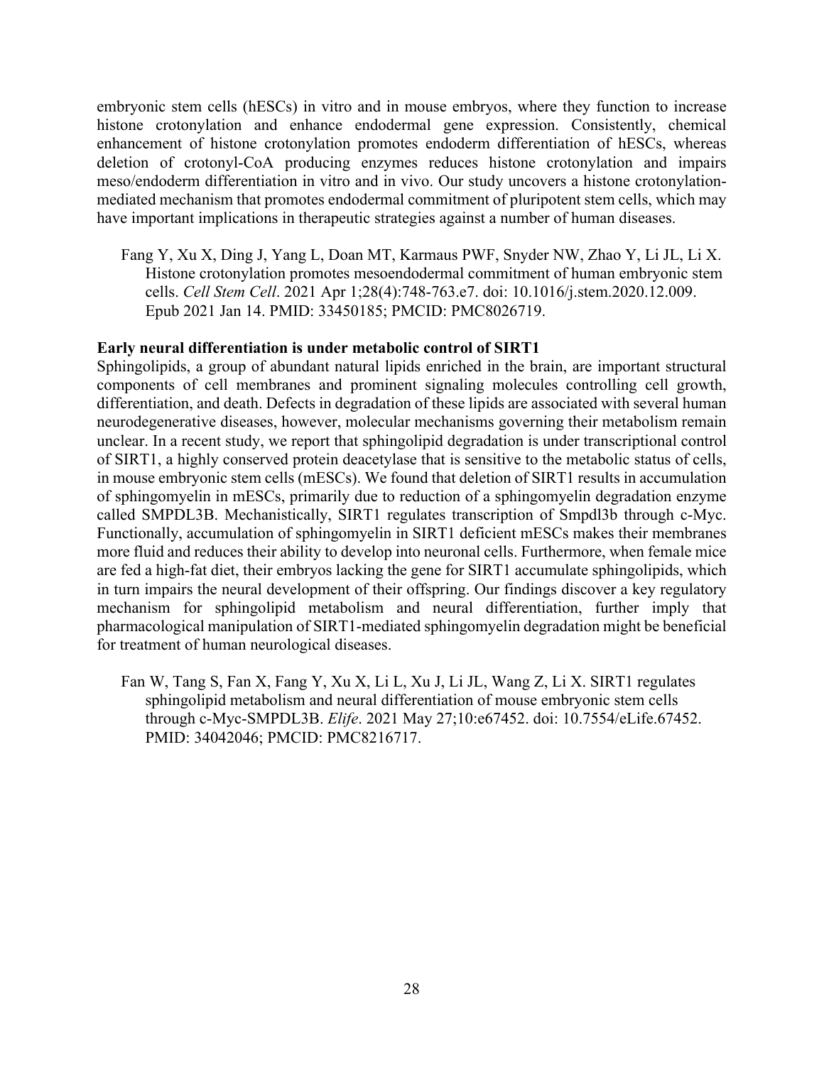embryonic stem cells (hESCs) in vitro and in mouse embryos, where they function to increase histone crotonylation and enhance endodermal gene expression. Consistently, chemical enhancement of histone crotonylation promotes endoderm differentiation of hESCs, whereas deletion of crotonyl-CoA producing enzymes reduces histone crotonylation and impairs meso/endoderm differentiation in vitro and in vivo. Our study uncovers a histone crotonylation-mediated mechanism that promotes endodermal commitment of pluripotent stem cells, which may have important implications in therapeutic strategies against a number of human diseases.

Fang Y, Xu X, Ding J, Yang L, Doan MT, Karmaus PWF, Snyder NW, Zhao Y, Li JL, Li X. Histone crotonylation promotes mesoendodermal commitment of human embryonic stem cells. *Cell Stem Cell*. 2021 Apr 1;28(4):748-763.e7. doi: 10.1016/j.stem.2020.12.009. Epub 2021 Jan 14. PMID: 33450185; PMCID: PMC8026719.

**Early neural differentiation is under metabolic control of SIRT1**

Sphingolipids, a group of abundant natural lipids enriched in the brain, are important structural components of cell membranes and prominent signaling molecules controlling cell growth, differentiation, and death. Defects in degradation of these lipids are associated with several human neurodegenerative diseases, however, molecular mechanisms governing their metabolism remain unclear. In a recent study, we report that sphingolipid degradation is under transcriptional control of SIRT1, a highly conserved protein deacetylase that is sensitive to the metabolic status of cells, in mouse embryonic stem cells (mESCs). We found that deletion of SIRT1 results in accumulation of sphingomyelin in mESCs, primarily due to reduction of a sphingomyelin degradation enzyme called SMPDL3B. Mechanistically, SIRT1 regulates transcription of Smpdl3b through c-Myc. Functionally, accumulation of sphingomyelin in SIRT1 deficient mESCs makes their membranes more fluid and reduces their ability to develop into neuronal cells. Furthermore, when female mice are fed a high-fat diet, their embryos lacking the gene for SIRT1 accumulate sphingolipids, which in turn impairs the neural development of their offspring. Our findings discover a key regulatory mechanism for sphingolipid metabolism and neural differentiation, further imply that pharmacological manipulation of SIRT1-mediated sphingomyelin degradation might be beneficial for treatment of human neurological diseases.

Fan W, Tang S, Fan X, Fang Y, Xu X, Li L, Xu J, Li JL, Wang Z, Li X. SIRT1 regulates sphingolipid metabolism and neural differentiation of mouse embryonic stem cells through c-Myc-SMPDL3B. *Elife*. 2021 May 27;10:e67452. doi: 10.7554/eLife.67452. PMID: 34042046; PMCID: PMC8216717.